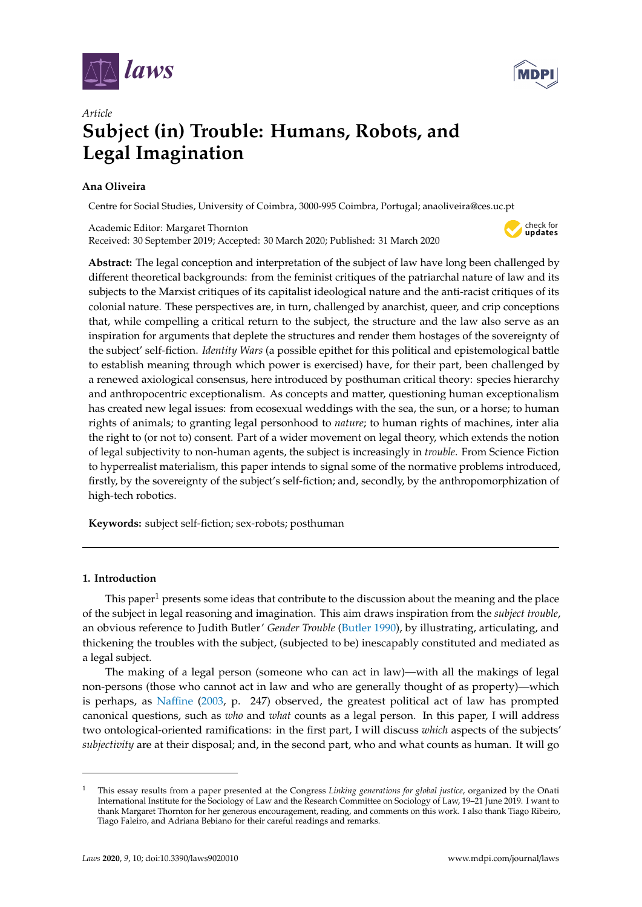*Article*

# Subject (in) Trouble: Humans, Robots, and Legal Imagination

**Ana Oliveira**

Centre for Social Studies, University of Coimbra, 3000-995 Coimbra, Portugal; anaoliveira@ces.uc.pt

Academic Editor: Margaret Thornton
Received: 30 September 2019; Accepted: 30 March 2020; Published: 31 March 2020

**Abstract:** The legal conception and interpretation of the subject of law have long been challenged by different theoretical backgrounds: from the feminist critiques of the patriarchal nature of law and its subjects to the Marxist critiques of its capitalist ideological nature and the anti-racist critiques of its colonial nature. These perspectives are, in turn, challenged by anarchist, queer, and crip conceptions that, while compelling a critical return to the subject, the structure and the law also serve as an inspiration for arguments that deplete the structures and render them hostages of the sovereignty of the subject' self-fiction. *Identity Wars* (a possible epithet for this political and epistemological battle to establish meaning through which power is exercised) have, for their part, been challenged by a renewed axiological consensus, here introduced by posthuman critical theory: species hierarchy and anthropocentric exceptionalism. As concepts and matter, questioning human exceptionalism has created new legal issues: from ecosexual weddings with the sea, the sun, or a horse; to human rights of animals; to granting legal personhood to *nature*; to human rights of machines, inter alia the right to (or not to) consent. Part of a wider movement on legal theory, which extends the notion of legal subjectivity to non-human agents, the subject is increasingly in *trouble*. From Science Fiction to hyperrealist materialism, this paper intends to signal some of the normative problems introduced, firstly, by the sovereignty of the subject's self-fiction; and, secondly, by the anthropomorphization of high-tech robotics.

**Keywords:** subject self-fiction; sex-robots; posthuman

## 1. Introduction

This paper[1] presents some ideas that contribute to the discussion about the meaning and the place of the subject in legal reasoning and imagination. This aim draws inspiration from the *subject trouble*, an obvious reference to Judith Butler' *Gender Trouble* (Butler 1990), by illustrating, articulating, and thickening the troubles with the subject, (subjected to be) inescapably constituted and mediated as a legal subject.

The making of a legal person (someone who can act in law)—with all the makings of legal non-persons (those who cannot act in law and who are generally thought of as property)—which is perhaps, as Naffine (2003, p. 247) observed, the greatest political act of law has prompted canonical questions, such as *who* and *what* counts as a legal person. In this paper, I will address two ontological-oriented ramifications: in the first part, I will discuss *which* aspects of the subjects' *subjectivity* are at their disposal; and, in the second part, who and what counts as human. It will go

[1] This essay results from a paper presented at the Congress *Linking generations for global justice*, organized by the Oñati International Institute for the Sociology of Law and the Research Committee on Sociology of Law, 19–21 June 2019. I want to thank Margaret Thornton for her generous encouragement, reading, and comments on this work. I also thank Tiago Ribeiro, Tiago Faleiro, and Adriana Bebiano for their careful readings and remarks.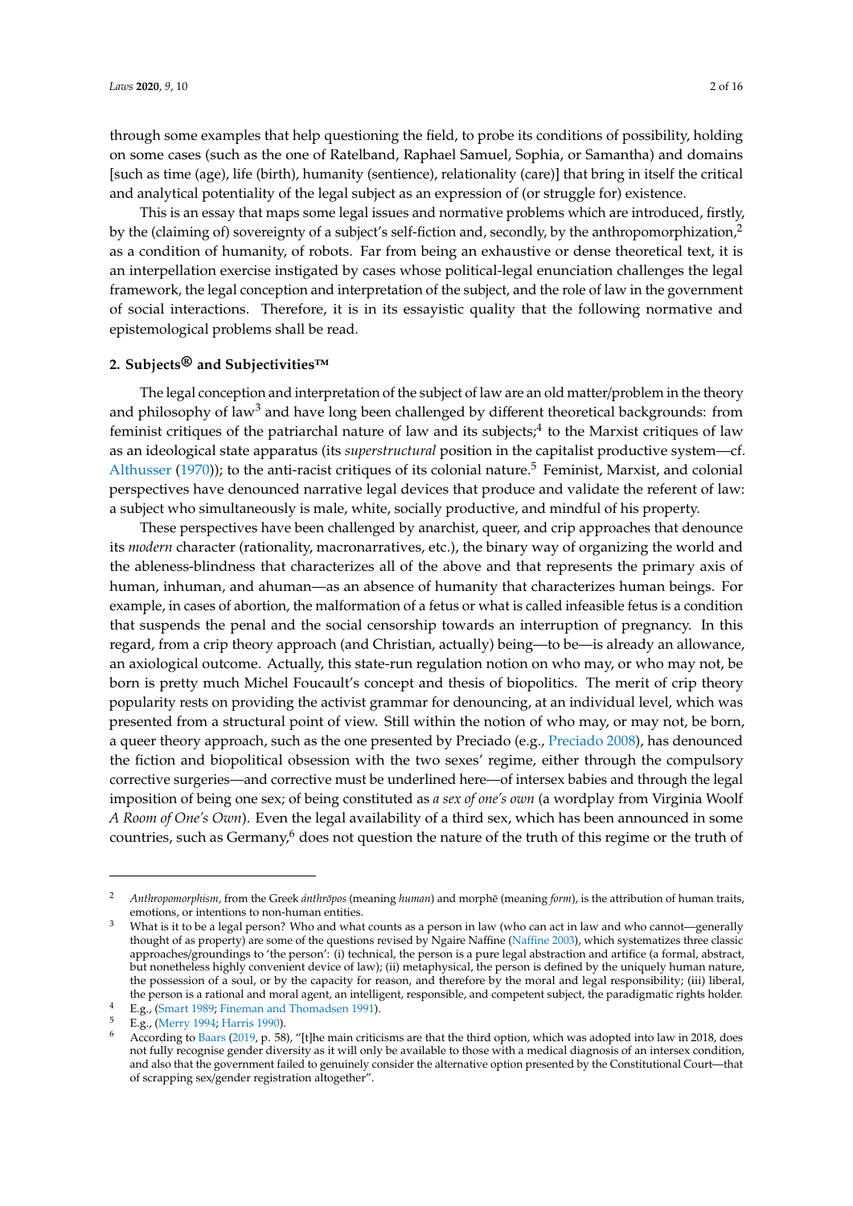through some examples that help questioning the field, to probe its conditions of possibility, holding on some cases (such as the one of Ratelband, Raphael Samuel, Sophia, or Samantha) and domains [such as time (age), life (birth), humanity (sentience), relationality (care)] that bring in itself the critical and analytical potentiality of the legal subject as an expression of (or struggle for) existence.

This is an essay that maps some legal issues and normative problems which are introduced, firstly, by the (claiming of) sovereignty of a subject's self-fiction and, secondly, by the anthropomorphization,[2] as a condition of humanity, of robots. Far from being an exhaustive or dense theoretical text, it is an interpellation exercise instigated by cases whose political-legal enunciation challenges the legal framework, the legal conception and interpretation of the subject, and the role of law in the government of social interactions. Therefore, it is in its essayistic quality that the following normative and epistemological problems shall be read.

## 2. Subjects® and Subjectivities™

The legal conception and interpretation of the subject of law are an old matter/problem in the theory and philosophy of law[3] and have long been challenged by different theoretical backgrounds: from feminist critiques of the patriarchal nature of law and its subjects;[4] to the Marxist critiques of law as an ideological state apparatus (its *superstructural* position in the capitalist productive system—cf. Althusser (1970)); to the anti-racist critiques of its colonial nature.[5] Feminist, Marxist, and colonial perspectives have denounced narrative legal devices that produce and validate the referent of law: a subject who simultaneously is male, white, socially productive, and mindful of his property.

These perspectives have been challenged by anarchist, queer, and crip approaches that denounce its *modern* character (rationality, macronarratives, etc.), the binary way of organizing the world and the ableness-blindness that characterizes all of the above and that represents the primary axis of human, inhuman, and ahuman—as an absence of humanity that characterizes human beings. For example, in cases of abortion, the malformation of a fetus or what is called infeasible fetus is a condition that suspends the penal and the social censorship towards an interruption of pregnancy. In this regard, from a crip theory approach (and Christian, actually) being—to be—is already an allowance, an axiological outcome. Actually, this state-run regulation notion on who may, or who may not, be born is pretty much Michel Foucault's concept and thesis of biopolitics. The merit of crip theory popularity rests on providing the activist grammar for denouncing, at an individual level, which was presented from a structural point of view. Still within the notion of who may, or may not, be born, a queer theory approach, such as the one presented by Preciado (e.g., Preciado 2008), has denounced the fiction and biopolitical obsession with the two sexes' regime, either through the compulsory corrective surgeries—and corrective must be underlined here—of intersex babies and through the legal imposition of being one sex; of being constituted as *a sex of one's own* (a wordplay from Virginia Woolf *A Room of One's Own*). Even the legal availability of a third sex, which has been announced in some countries, such as Germany,[6] does not question the nature of the truth of this regime or the truth of

---

[2] *Anthropomorphism*, from the Greek *ánthrōpos* (meaning *human*) and morphē (meaning *form*), is the attribution of human traits, emotions, or intentions to non-human entities.

[3] What is it to be a legal person? Who and what counts as a person in law (who can act in law and who cannot—generally thought of as property) are some of the questions revised by Ngaire Naffine (Naffine 2003), which systematizes three classic approaches/groundings to 'the person': (i) technical, the person is a pure legal abstraction and artifice (a formal, abstract, but nonetheless highly convenient device of law); (ii) metaphysical, the person is defined by the uniquely human nature, the possession of a soul, or by the capacity for reason, and therefore by the moral and legal responsibility; (iii) liberal, the person is a rational and moral agent, an intelligent, responsible, and competent subject, the paradigmatic rights holder.

[4] E.g., (Smart 1989; Fineman and Thomadsen 1991).

[5] E.g., (Merry 1994; Harris 1990).

[6] According to Baars (2019, p. 58), "[t]he main criticisms are that the third option, which was adopted into law in 2018, does not fully recognise gender diversity as it will only be available to those with a medical diagnosis of an intersex condition, and also that the government failed to genuinely consider the alternative option presented by the Constitutional Court—that of scrapping sex/gender registration altogether".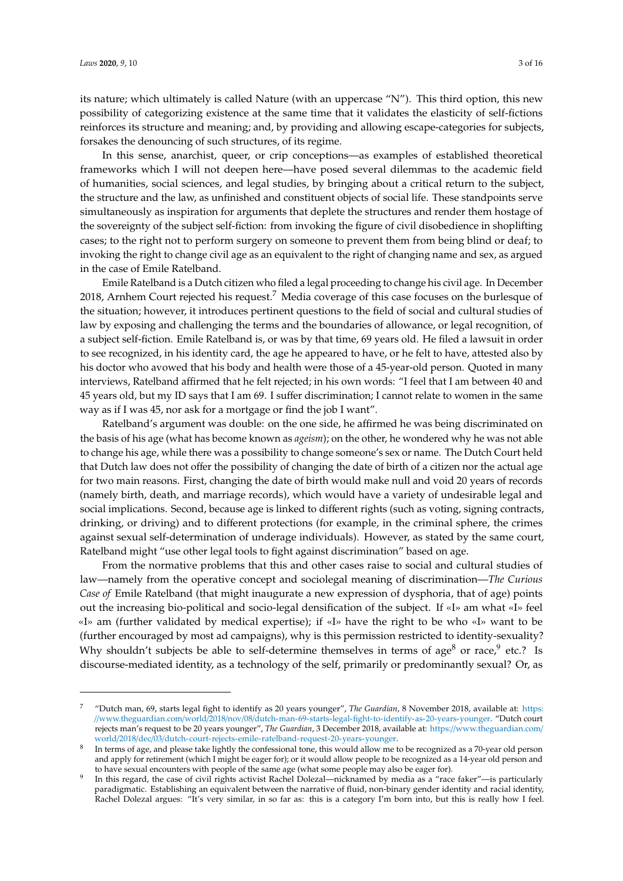its nature; which ultimately is called Nature (with an uppercase "N"). This third option, this new possibility of categorizing existence at the same time that it validates the elasticity of self-fictions reinforces its structure and meaning; and, by providing and allowing escape-categories for subjects, forsakes the denouncing of such structures, of its regime.

In this sense, anarchist, queer, or crip conceptions—as examples of established theoretical frameworks which I will not deepen here—have posed several dilemmas to the academic field of humanities, social sciences, and legal studies, by bringing about a critical return to the subject, the structure and the law, as unfinished and constituent objects of social life. These standpoints serve simultaneously as inspiration for arguments that deplete the structures and render them hostage of the sovereignty of the subject self-fiction: from invoking the figure of civil disobedience in shoplifting cases; to the right not to perform surgery on someone to prevent them from being blind or deaf; to invoking the right to change civil age as an equivalent to the right of changing name and sex, as argued in the case of Emile Ratelband.

Emile Ratelband is a Dutch citizen who filed a legal proceeding to change his civil age. In December 2018, Arnhem Court rejected his request.[7] Media coverage of this case focuses on the burlesque of the situation; however, it introduces pertinent questions to the field of social and cultural studies of law by exposing and challenging the terms and the boundaries of allowance, or legal recognition, of a subject self-fiction. Emile Ratelband is, or was by that time, 69 years old. He filed a lawsuit in order to see recognized, in his identity card, the age he appeared to have, or he felt to have, attested also by his doctor who avowed that his body and health were those of a 45-year-old person. Quoted in many interviews, Ratelband affirmed that he felt rejected; in his own words: "I feel that I am between 40 and 45 years old, but my ID says that I am 69. I suffer discrimination; I cannot relate to women in the same way as if I was 45, nor ask for a mortgage or find the job I want".

Ratelband's argument was double: on the one side, he affirmed he was being discriminated on the basis of his age (what has become known as *ageism*); on the other, he wondered why he was not able to change his age, while there was a possibility to change someone's sex or name. The Dutch Court held that Dutch law does not offer the possibility of changing the date of birth of a citizen nor the actual age for two main reasons. First, changing the date of birth would make null and void 20 years of records (namely birth, death, and marriage records), which would have a variety of undesirable legal and social implications. Second, because age is linked to different rights (such as voting, signing contracts, drinking, or driving) and to different protections (for example, in the criminal sphere, the crimes against sexual self-determination of underage individuals). However, as stated by the same court, Ratelband might "use other legal tools to fight against discrimination" based on age.

From the normative problems that this and other cases raise to social and cultural studies of law—namely from the operative concept and sociolegal meaning of discrimination—*The Curious Case of* Emile Ratelband (that might inaugurate a new expression of dysphoria, that of age) points out the increasing bio-political and socio-legal densification of the subject. If «I» am what «I» feel «I» am (further validated by medical expertise); if «I» have the right to be who «I» want to be (further encouraged by most ad campaigns), why is this permission restricted to identity-sexuality? Why shouldn't subjects be able to self-determine themselves in terms of age[8] or race,[9] etc.? Is discourse-mediated identity, as a technology of the self, primarily or predominantly sexual? Or, as

---

[7] "Dutch man, 69, starts legal fight to identify as 20 years younger", *The Guardian*, 8 November 2018, available at: https://www.theguardian.com/world/2018/nov/08/dutch-man-69-starts-legal-fight-to-identify-as-20-years-younger. "Dutch court rejects man's request to be 20 years younger", *The Guardian*, 3 December 2018, available at: https://www.theguardian.com/world/2018/dec/03/dutch-court-rejects-emile-ratelband-request-20-years-younger.

[8] In terms of age, and please take lightly the confessional tone, this would allow me to be recognized as a 70-year old person and apply for retirement (which I might be eager for); or it would allow people to be recognized as a 14-year old person and to have sexual encounters with people of the same age (what some people may also be eager for).

[9] In this regard, the case of civil rights activist Rachel Dolezal—nicknamed by media as a "race faker"—is particularly paradigmatic. Establishing an equivalent between the narrative of fluid, non-binary gender identity and racial identity, Rachel Dolezal argues: "It's very similar, in so far as: this is a category I'm born into, but this is really how I feel.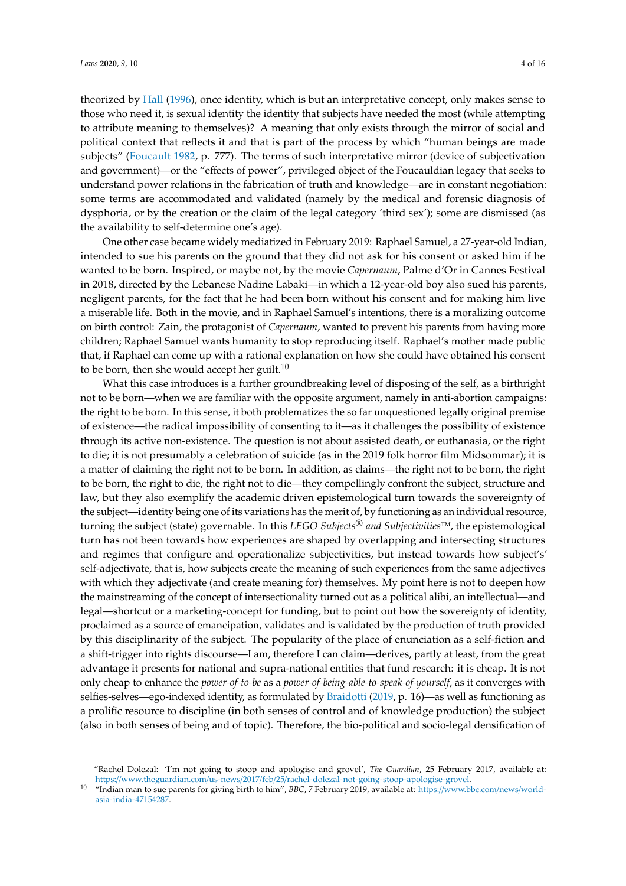theorized by Hall (1996), once identity, which is but an interpretative concept, only makes sense to those who need it, is sexual identity the identity that subjects have needed the most (while attempting to attribute meaning to themselves)? A meaning that only exists through the mirror of social and political context that reflects it and that is part of the process by which "human beings are made subjects" (Foucault 1982, p. 777). The terms of such interpretative mirror (device of subjectivation and government)—or the "effects of power", privileged object of the Foucauldian legacy that seeks to understand power relations in the fabrication of truth and knowledge—are in constant negotiation: some terms are accommodated and validated (namely by the medical and forensic diagnosis of dysphoria, or by the creation or the claim of the legal category 'third sex'); some are dismissed (as the availability to self-determine one's age).

One other case became widely mediatized in February 2019: Raphael Samuel, a 27-year-old Indian, intended to sue his parents on the ground that they did not ask for his consent or asked him if he wanted to be born. Inspired, or maybe not, by the movie *Capernaum*, Palme d'Or in Cannes Festival in 2018, directed by the Lebanese Nadine Labaki—in which a 12-year-old boy also sued his parents, negligent parents, for the fact that he had been born without his consent and for making him live a miserable life. Both in the movie, and in Raphael Samuel's intentions, there is a moralizing outcome on birth control: Zain, the protagonist of *Capernaum*, wanted to prevent his parents from having more children; Raphael Samuel wants humanity to stop reproducing itself. Raphael's mother made public that, if Raphael can come up with a rational explanation on how she could have obtained his consent to be born, then she would accept her guilt.[10]

What this case introduces is a further groundbreaking level of disposing of the self, as a birthright not to be born—when we are familiar with the opposite argument, namely in anti-abortion campaigns: the right to be born. In this sense, it both problematizes the so far unquestioned legally original premise of existence—the radical impossibility of consenting to it—as it challenges the possibility of existence through its active non-existence. The question is not about assisted death, or euthanasia, or the right to die; it is not presumably a celebration of suicide (as in the 2019 folk horror film Midsommar); it is a matter of claiming the right not to be born. In addition, as claims—the right not to be born, the right to be born, the right to die, the right not to die—they compellingly confront the subject, structure and law, but they also exemplify the academic driven epistemological turn towards the sovereignty of the subject—identity being one of its variations has the merit of, by functioning as an individual resource, turning the subject (state) governable. In this *LEGO Subjects® and Subjectivities™*, the epistemological turn has not been towards how experiences are shaped by overlapping and intersecting structures and regimes that configure and operationalize subjectivities, but instead towards how subject's' self-adjectivate, that is, how subjects create the meaning of such experiences from the same adjectives with which they adjectivate (and create meaning for) themselves. My point here is not to deepen how the mainstreaming of the concept of intersectionality turned out as a political alibi, an intellectual—and legal—shortcut or a marketing-concept for funding, but to point out how the sovereignty of identity, proclaimed as a source of emancipation, validates and is validated by the production of truth provided by this disciplinarity of the subject. The popularity of the place of enunciation as a self-fiction and a shift-trigger into rights discourse—I am, therefore I can claim—derives, partly at least, from the great advantage it presents for national and supra-national entities that fund research: it is cheap. It is not only cheap to enhance the *power-of-to-be* as a *power-of-being-able-to-speak-of-yourself*, as it converges with selfies-selves—ego-indexed identity, as formulated by Braidotti (2019, p. 16)—as well as functioning as a prolific resource to discipline (in both senses of control and of knowledge production) the subject (also in both senses of being and of topic). Therefore, the bio-political and socio-legal densification of

"Rachel Dolezal: 'I'm not going to stoop and apologise and grovel', *The Guardian*, 25 February 2017, available at: https://www.theguardian.com/us-news/2017/feb/25/rachel-dolezal-not-going-stoop-apologise-grovel.

[10] "Indian man to sue parents for giving birth to him", *BBC*, 7 February 2019, available at: https://www.bbc.com/news/world-asia-india-47154287.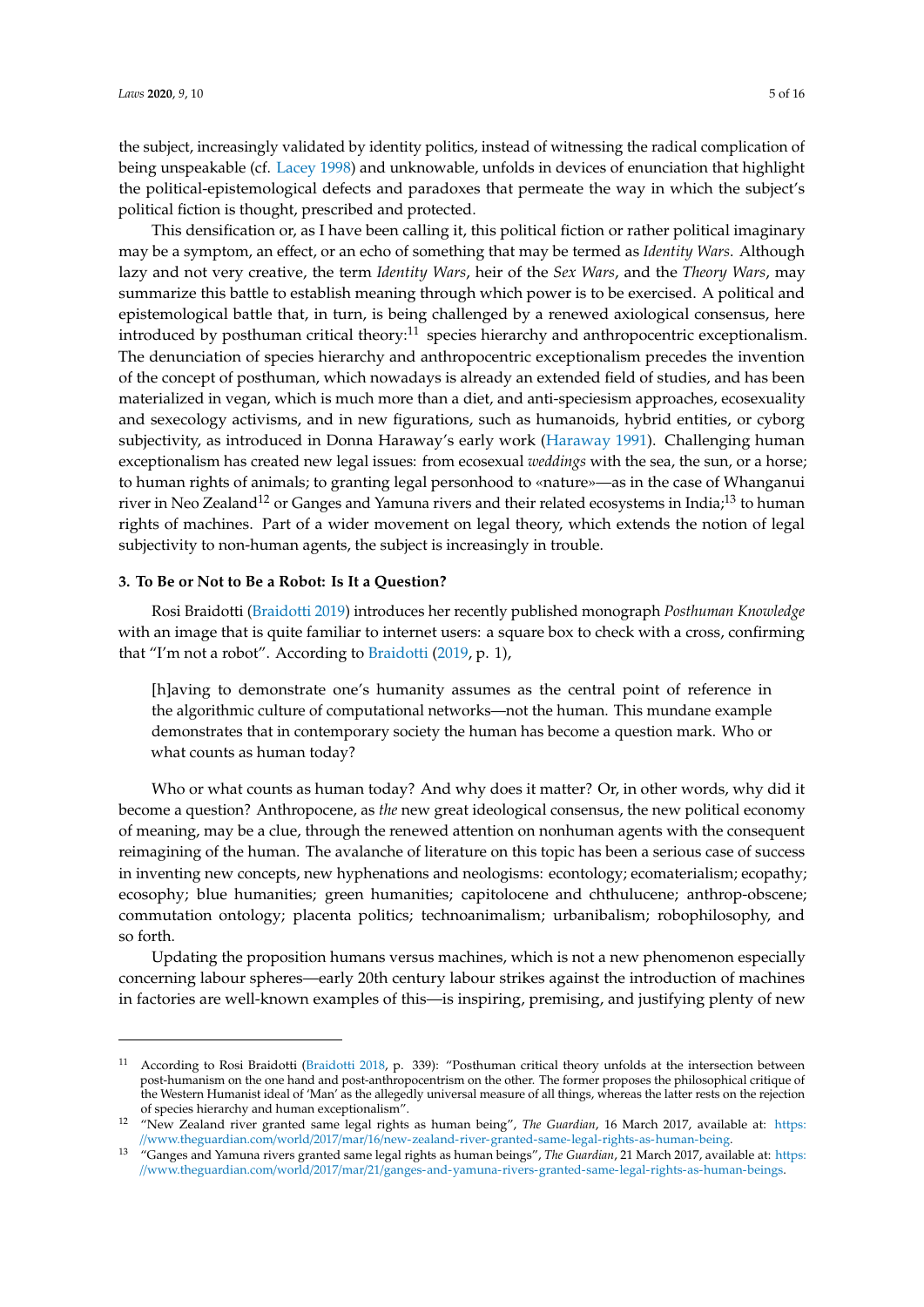the subject, increasingly validated by identity politics, instead of witnessing the radical complication of being unspeakable (cf. Lacey 1998) and unknowable, unfolds in devices of enunciation that highlight the political-epistemological defects and paradoxes that permeate the way in which the subject's political fiction is thought, prescribed and protected.

This densification or, as I have been calling it, this political fiction or rather political imaginary may be a symptom, an effect, or an echo of something that may be termed as *Identity Wars*. Although lazy and not very creative, the term *Identity Wars*, heir of the *Sex Wars*, and the *Theory Wars*, may summarize this battle to establish meaning through which power is to be exercised. A political and epistemological battle that, in turn, is being challenged by a renewed axiological consensus, here introduced by posthuman critical theory:[11] species hierarchy and anthropocentric exceptionalism. The denunciation of species hierarchy and anthropocentric exceptionalism precedes the invention of the concept of posthuman, which nowadays is already an extended field of studies, and has been materialized in vegan, which is much more than a diet, and anti-speciesism approaches, ecosexuality and sexecology activisms, and in new figurations, such as humanoids, hybrid entities, or cyborg subjectivity, as introduced in Donna Haraway's early work (Haraway 1991). Challenging human exceptionalism has created new legal issues: from ecosexual *weddings* with the sea, the sun, or a horse; to human rights of animals; to granting legal personhood to «nature»—as in the case of Whanganui river in Neo Zealand[12] or Ganges and Yamuna rivers and their related ecosystems in India;[13] to human rights of machines. Part of a wider movement on legal theory, which extends the notion of legal subjectivity to non-human agents, the subject is increasingly in trouble.

### 3. To Be or Not to Be a Robot: Is It a Question?

Rosi Braidotti (Braidotti 2019) introduces her recently published monograph *Posthuman Knowledge* with an image that is quite familiar to internet users: a square box to check with a cross, confirming that "I'm not a robot". According to Braidotti (2019, p. 1),

> [h]aving to demonstrate one's humanity assumes as the central point of reference in the algorithmic culture of computational networks—not the human. This mundane example demonstrates that in contemporary society the human has become a question mark. Who or what counts as human today?

Who or what counts as human today? And why does it matter? Or, in other words, why did it become a question? Anthropocene, as *the* new great ideological consensus, the new political economy of meaning, may be a clue, through the renewed attention on nonhuman agents with the consequent reimagining of the human. The avalanche of literature on this topic has been a serious case of success in inventing new concepts, new hyphenations and neologisms: econtology; ecomaterialism; ecopathy; ecosophy; blue humanities; green humanities; capitolocene and chthulucene; anthrop-obscene; commutation ontology; placenta politics; technoanimalism; urbanibalism; robophilosophy, and so forth.

Updating the proposition humans versus machines, which is not a new phenomenon especially concerning labour spheres—early 20th century labour strikes against the introduction of machines in factories are well-known examples of this—is inspiring, premising, and justifying plenty of new

---

[11] According to Rosi Braidotti (Braidotti 2018, p. 339): "Posthuman critical theory unfolds at the intersection between post-humanism on the one hand and post-anthropocentrism on the other. The former proposes the philosophical critique of the Western Humanist ideal of 'Man' as the allegedly universal measure of all things, whereas the latter rests on the rejection of species hierarchy and human exceptionalism".

[12] "New Zealand river granted same legal rights as human being", *The Guardian*, 16 March 2017, available at: https://www.theguardian.com/world/2017/mar/16/new-zealand-river-granted-same-legal-rights-as-human-being.

[13] "Ganges and Yamuna rivers granted same legal rights as human beings", *The Guardian*, 21 March 2017, available at: https://www.theguardian.com/world/2017/mar/21/ganges-and-yamuna-rivers-granted-same-legal-rights-as-human-beings.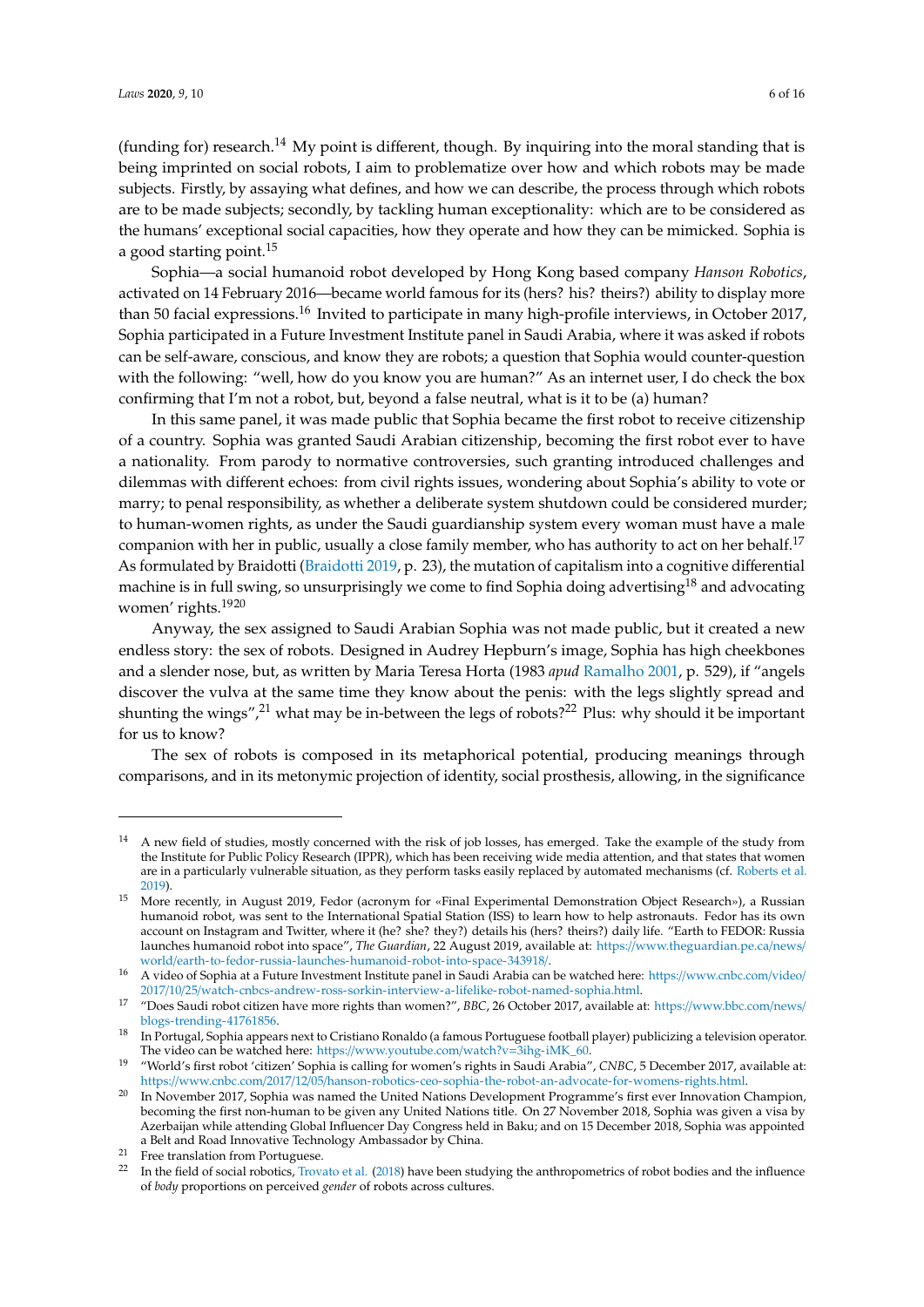(funding for) research.[14] My point is different, though. By inquiring into the moral standing that is being imprinted on social robots, I aim to problematize over how and which robots may be made subjects. Firstly, by assaying what defines, and how we can describe, the process through which robots are to be made subjects; secondly, by tackling human exceptionality: which are to be considered as the humans' exceptional social capacities, how they operate and how they can be mimicked. Sophia is a good starting point.[15]

Sophia—a social humanoid robot developed by Hong Kong based company *Hanson Robotics*, activated on 14 February 2016—became world famous for its (hers? his? theirs?) ability to display more than 50 facial expressions.[16] Invited to participate in many high-profile interviews, in October 2017, Sophia participated in a Future Investment Institute panel in Saudi Arabia, where it was asked if robots can be self-aware, conscious, and know they are robots; a question that Sophia would counter-question with the following: "well, how do you know you are human?" As an internet user, I do check the box confirming that I'm not a robot, but, beyond a false neutral, what is it to be (a) human?

In this same panel, it was made public that Sophia became the first robot to receive citizenship of a country. Sophia was granted Saudi Arabian citizenship, becoming the first robot ever to have a nationality. From parody to normative controversies, such granting introduced challenges and dilemmas with different echoes: from civil rights issues, wondering about Sophia's ability to vote or marry; to penal responsibility, as whether a deliberate system shutdown could be considered murder; to human-women rights, as under the Saudi guardianship system every woman must have a male companion with her in public, usually a close family member, who has authority to act on her behalf.[17] As formulated by Braidotti (Braidotti 2019, p. 23), the mutation of capitalism into a cognitive differential machine is in full swing, so unsurprisingly we come to find Sophia doing advertising[18] and advocating women' rights.[19,20]

Anyway, the sex assigned to Saudi Arabian Sophia was not made public, but it created a new endless story: the sex of robots. Designed in Audrey Hepburn's image, Sophia has high cheekbones and a slender nose, but, as written by Maria Teresa Horta (1983 *apud* Ramalho 2001, p. 529), if "angels discover the vulva at the same time they know about the penis: with the legs slightly spread and shunting the wings",[21] what may be in-between the legs of robots?[22] Plus: why should it be important for us to know?

The sex of robots is composed in its metaphorical potential, producing meanings through comparisons, and in its metonymic projection of identity, social prosthesis, allowing, in the significance

---

[14] A new field of studies, mostly concerned with the risk of job losses, has emerged. Take the example of the study from the Institute for Public Policy Research (IPPR), which has been receiving wide media attention, and that states that women are in a particularly vulnerable situation, as they perform tasks easily replaced by automated mechanisms (cf. Roberts et al. 2019).

[15] More recently, in August 2019, Fedor (acronym for «Final Experimental Demonstration Object Research»), a Russian humanoid robot, was sent to the International Spatial Station (ISS) to learn how to help astronauts. Fedor has its own account on Instagram and Twitter, where it (he? she? they?) details his (hers? theirs?) daily life. "Earth to FEDOR: Russia launches humanoid robot into space", *The Guardian*, 22 August 2019, available at: https://www.theguardian.pe.ca/news/world/earth-to-fedor-russia-launches-humanoid-robot-into-space-343918/.

[16] A video of Sophia at a Future Investment Institute panel in Saudi Arabia can be watched here: https://www.cnbc.com/video/2017/10/25/watch-cnbcs-andrew-ross-sorkin-interview-a-lifelike-robot-named-sophia.html.

[17] "Does Saudi robot citizen have more rights than women?", *BBC*, 26 October 2017, available at: https://www.bbc.com/news/blogs-trending-41761856.

[18] In Portugal, Sophia appears next to Cristiano Ronaldo (a famous Portuguese football player) publicizing a television operator. The video can be watched here: https://www.youtube.com/watch?v=3ihg-iMK_60.

[19] "World's first robot 'citizen' Sophia is calling for women's rights in Saudi Arabia", *CNBC*, 5 December 2017, available at: https://www.cnbc.com/2017/12/05/hanson-robotics-ceo-sophia-the-robot-an-advocate-for-womens-rights.html.

[20] In November 2017, Sophia was named the United Nations Development Programme's first ever Innovation Champion, becoming the first non-human to be given any United Nations title. On 27 November 2018, Sophia was given a visa by Azerbaijan while attending Global Influencer Day Congress held in Baku; and on 15 December 2018, Sophia was appointed a Belt and Road Innovative Technology Ambassador by China.

[21] Free translation from Portuguese.

[22] In the field of social robotics, Trovato et al. (2018) have been studying the anthropometrics of robot bodies and the influence of *body* proportions on perceived *gender* of robots across cultures.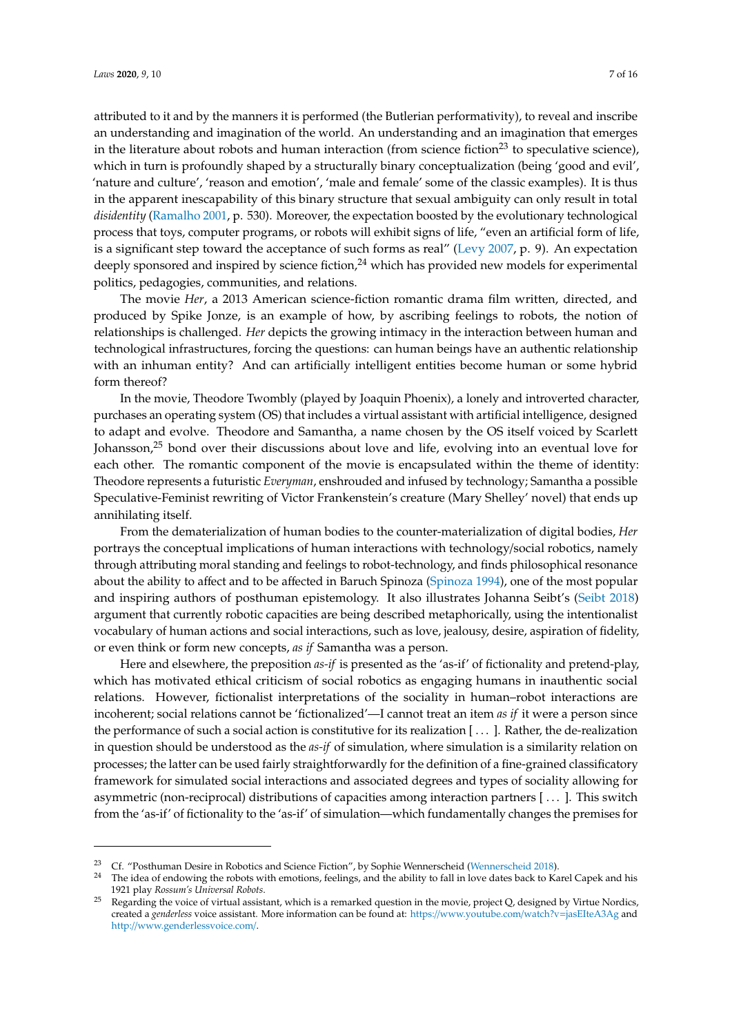attributed to it and by the manners it is performed (the Butlerian performativity), to reveal and inscribe an understanding and imagination of the world. An understanding and an imagination that emerges in the literature about robots and human interaction (from science fiction[23] to speculative science), which in turn is profoundly shaped by a structurally binary conceptualization (being 'good and evil', 'nature and culture', 'reason and emotion', 'male and female' some of the classic examples). It is thus in the apparent inescapability of this binary structure that sexual ambiguity can only result in total *disidentity* (Ramalho 2001, p. 530). Moreover, the expectation boosted by the evolutionary technological process that toys, computer programs, or robots will exhibit signs of life, "even an artificial form of life, is a significant step toward the acceptance of such forms as real" (Levy 2007, p. 9). An expectation deeply sponsored and inspired by science fiction,[24] which has provided new models for experimental politics, pedagogies, communities, and relations.

The movie *Her*, a 2013 American science-fiction romantic drama film written, directed, and produced by Spike Jonze, is an example of how, by ascribing feelings to robots, the notion of relationships is challenged. *Her* depicts the growing intimacy in the interaction between human and technological infrastructures, forcing the questions: can human beings have an authentic relationship with an inhuman entity? And can artificially intelligent entities become human or some hybrid form thereof?

In the movie, Theodore Twombly (played by Joaquin Phoenix), a lonely and introverted character, purchases an operating system (OS) that includes a virtual assistant with artificial intelligence, designed to adapt and evolve. Theodore and Samantha, a name chosen by the OS itself voiced by Scarlett Johansson,[25] bond over their discussions about love and life, evolving into an eventual love for each other. The romantic component of the movie is encapsulated within the theme of identity: Theodore represents a futuristic *Everyman*, enshrouded and infused by technology; Samantha a possible Speculative-Feminist rewriting of Victor Frankenstein's creature (Mary Shelley' novel) that ends up annihilating itself.

From the dematerialization of human bodies to the counter-materialization of digital bodies, *Her* portrays the conceptual implications of human interactions with technology/social robotics, namely through attributing moral standing and feelings to robot-technology, and finds philosophical resonance about the ability to affect and to be affected in Baruch Spinoza (Spinoza 1994), one of the most popular and inspiring authors of posthuman epistemology. It also illustrates Johanna Seibt's (Seibt 2018) argument that currently robotic capacities are being described metaphorically, using the intentionalist vocabulary of human actions and social interactions, such as love, jealousy, desire, aspiration of fidelity, or even think or form new concepts, *as if* Samantha was a person.

Here and elsewhere, the preposition *as-if* is presented as the 'as-if' of fictionality and pretend-play, which has motivated ethical criticism of social robotics as engaging humans in inauthentic social relations. However, fictionalist interpretations of the sociality in human–robot interactions are incoherent; social relations cannot be 'fictionalized'—I cannot treat an item *as if* it were a person since the performance of such a social action is constitutive for its realization [ . . . ]. Rather, the de-realization in question should be understood as the *as-if* of simulation, where simulation is a similarity relation on processes; the latter can be used fairly straightforwardly for the definition of a fine-grained classificatory framework for simulated social interactions and associated degrees and types of sociality allowing for asymmetric (non-reciprocal) distributions of capacities among interaction partners [ . . . ]. This switch from the 'as-if' of fictionality to the 'as-if' of simulation—which fundamentally changes the premises for

---

[23] Cf. "Posthuman Desire in Robotics and Science Fiction", by Sophie Wennerscheid (Wennerscheid 2018).

[24] The idea of endowing the robots with emotions, feelings, and the ability to fall in love dates back to Karel Capek and his 1921 play *Rossum's Universal Robots*.

[25] Regarding the voice of virtual assistant, which is a remarked question in the movie, project Q, designed by Virtue Nordics, created a *genderless* voice assistant. More information can be found at: https://www.youtube.com/watch?v=jasEIteA3Ag and http://www.genderlessvoice.com/.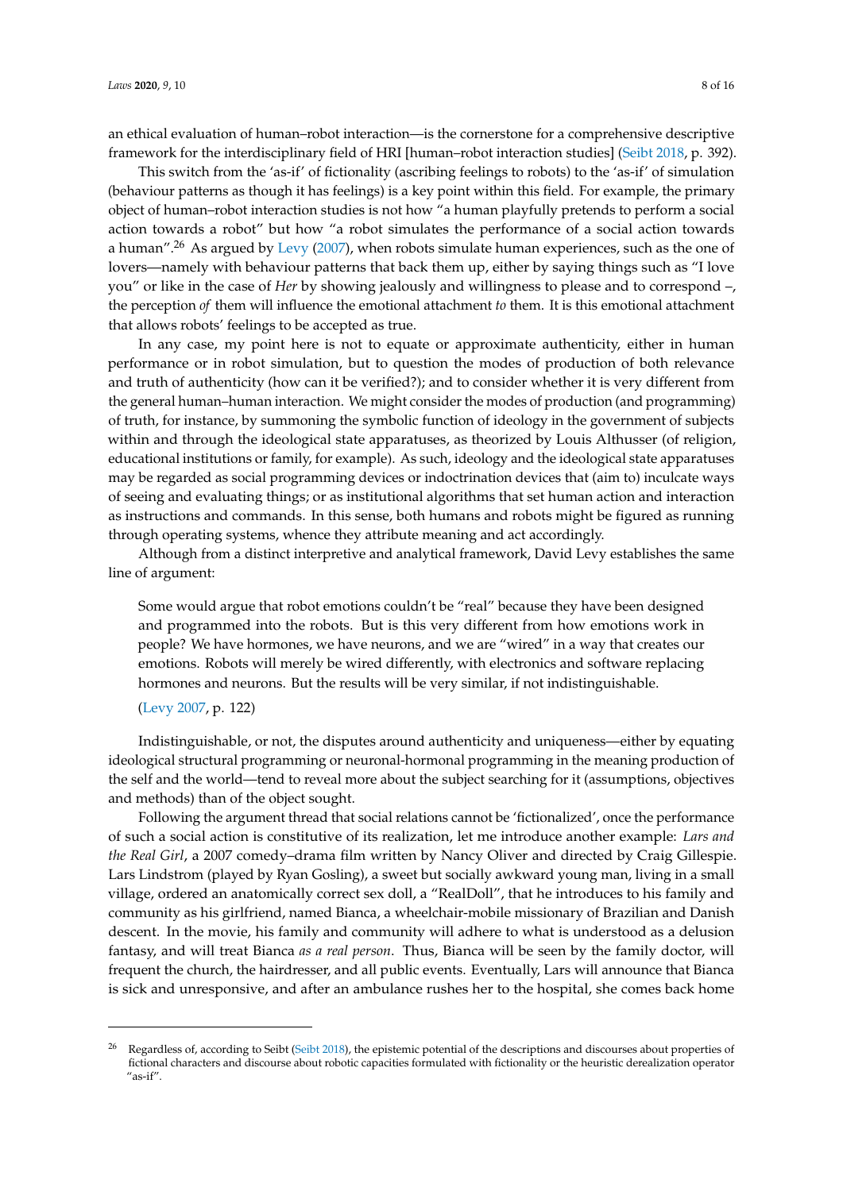an ethical evaluation of human–robot interaction—is the cornerstone for a comprehensive descriptive framework for the interdisciplinary field of HRI [human–robot interaction studies] (Seibt 2018, p. 392).

This switch from the 'as-if' of fictionality (ascribing feelings to robots) to the 'as-if' of simulation (behaviour patterns as though it has feelings) is a key point within this field. For example, the primary object of human–robot interaction studies is not how "a human playfully pretends to perform a social action towards a robot" but how "a robot simulates the performance of a social action towards a human".[26] As argued by Levy (2007), when robots simulate human experiences, such as the one of lovers—namely with behaviour patterns that back them up, either by saying things such as "I love you" or like in the case of *Her* by showing jealously and willingness to please and to correspond –, the perception *of* them will influence the emotional attachment *to* them. It is this emotional attachment that allows robots' feelings to be accepted as true.

In any case, my point here is not to equate or approximate authenticity, either in human performance or in robot simulation, but to question the modes of production of both relevance and truth of authenticity (how can it be verified?); and to consider whether it is very different from the general human–human interaction. We might consider the modes of production (and programming) of truth, for instance, by summoning the symbolic function of ideology in the government of subjects within and through the ideological state apparatuses, as theorized by Louis Althusser (of religion, educational institutions or family, for example). As such, ideology and the ideological state apparatuses may be regarded as social programming devices or indoctrination devices that (aim to) inculcate ways of seeing and evaluating things; or as institutional algorithms that set human action and interaction as instructions and commands. In this sense, both humans and robots might be figured as running through operating systems, whence they attribute meaning and act accordingly.

Although from a distinct interpretive and analytical framework, David Levy establishes the same line of argument:

> Some would argue that robot emotions couldn't be "real" because they have been designed and programmed into the robots. But is this very different from how emotions work in people? We have hormones, we have neurons, and we are "wired" in a way that creates our emotions. Robots will merely be wired differently, with electronics and software replacing hormones and neurons. But the results will be very similar, if not indistinguishable.
>
> (Levy 2007, p. 122)

Indistinguishable, or not, the disputes around authenticity and uniqueness—either by equating ideological structural programming or neuronal-hormonal programming in the meaning production of the self and the world—tend to reveal more about the subject searching for it (assumptions, objectives and methods) than of the object sought.

Following the argument thread that social relations cannot be 'fictionalized', once the performance of such a social action is constitutive of its realization, let me introduce another example: *Lars and the Real Girl*, a 2007 comedy–drama film written by Nancy Oliver and directed by Craig Gillespie. Lars Lindstrom (played by Ryan Gosling), a sweet but socially awkward young man, living in a small village, ordered an anatomically correct sex doll, a "RealDoll", that he introduces to his family and community as his girlfriend, named Bianca, a wheelchair-mobile missionary of Brazilian and Danish descent. In the movie, his family and community will adhere to what is understood as a delusion fantasy, and will treat Bianca *as a real person*. Thus, Bianca will be seen by the family doctor, will frequent the church, the hairdresser, and all public events. Eventually, Lars will announce that Bianca is sick and unresponsive, and after an ambulance rushes her to the hospital, she comes back home

---

[26] Regardless of, according to Seibt (Seibt 2018), the epistemic potential of the descriptions and discourses about properties of fictional characters and discourse about robotic capacities formulated with fictionality or the heuristic derealization operator "as-if".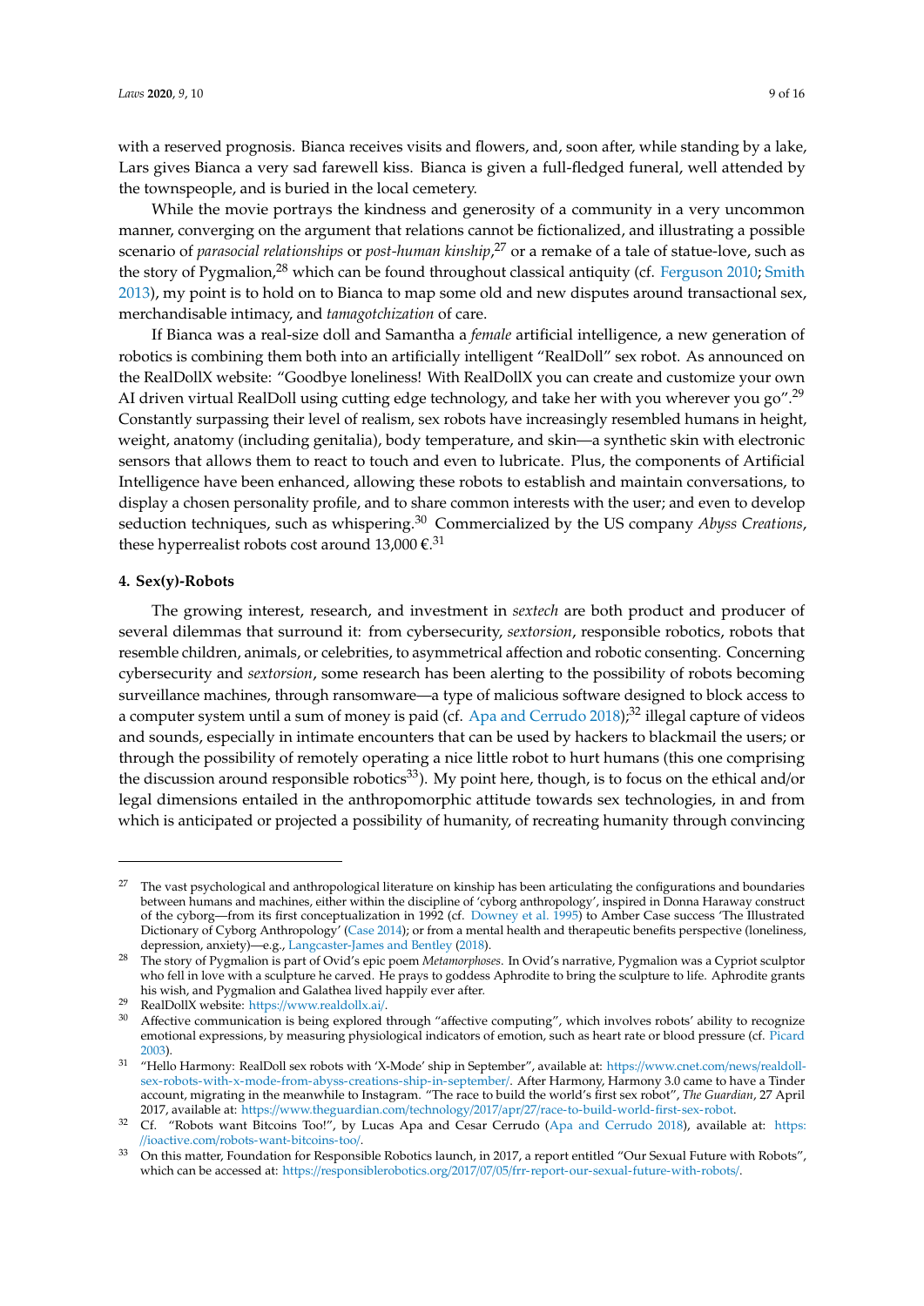with a reserved prognosis. Bianca receives visits and flowers, and, soon after, while standing by a lake, Lars gives Bianca a very sad farewell kiss. Bianca is given a full-fledged funeral, well attended by the townspeople, and is buried in the local cemetery.

While the movie portrays the kindness and generosity of a community in a very uncommon manner, converging on the argument that relations cannot be fictionalized, and illustrating a possible scenario of *parasocial relationships* or *post-human kinship*,[27] or a remake of a tale of statue-love, such as the story of Pygmalion,[28] which can be found throughout classical antiquity (cf. Ferguson 2010; Smith 2013), my point is to hold on to Bianca to map some old and new disputes around transactional sex, merchandisable intimacy, and *tamagotchization* of care.

If Bianca was a real-size doll and Samantha a *female* artificial intelligence, a new generation of robotics is combining them both into an artificially intelligent "RealDoll" sex robot. As announced on the RealDollX website: "Goodbye loneliness! With RealDollX you can create and customize your own AI driven virtual RealDoll using cutting edge technology, and take her with you wherever you go".[29] Constantly surpassing their level of realism, sex robots have increasingly resembled humans in height, weight, anatomy (including genitalia), body temperature, and skin—a synthetic skin with electronic sensors that allows them to react to touch and even to lubricate. Plus, the components of Artificial Intelligence have been enhanced, allowing these robots to establish and maintain conversations, to display a chosen personality profile, and to share common interests with the user; and even to develop seduction techniques, such as whispering.[30] Commercialized by the US company *Abyss Creations*, these hyperrealist robots cost around 13,000 €.[31]

## 4. Sex(y)-Robots

The growing interest, research, and investment in *sextech* are both product and producer of several dilemmas that surround it: from cybersecurity, *sextorsion*, responsible robotics, robots that resemble children, animals, or celebrities, to asymmetrical affection and robotic consenting. Concerning cybersecurity and *sextorsion*, some research has been alerting to the possibility of robots becoming surveillance machines, through ransomware—a type of malicious software designed to block access to a computer system until a sum of money is paid (cf. Apa and Cerrudo 2018);[32] illegal capture of videos and sounds, especially in intimate encounters that can be used by hackers to blackmail the users; or through the possibility of remotely operating a nice little robot to hurt humans (this one comprising the discussion around responsible robotics[33]). My point here, though, is to focus on the ethical and/or legal dimensions entailed in the anthropomorphic attitude towards sex technologies, in and from which is anticipated or projected a possibility of humanity, of recreating humanity through convincing

---

[27] The vast psychological and anthropological literature on kinship has been articulating the configurations and boundaries between humans and machines, either within the discipline of 'cyborg anthropology', inspired in Donna Haraway construct of the cyborg—from its first conceptualization in 1992 (cf. Downey et al. 1995) to Amber Case success 'The Illustrated Dictionary of Cyborg Anthropology' (Case 2014); or from a mental health and therapeutic benefits perspective (loneliness, depression, anxiety)—e.g., Langcaster-James and Bentley (2018).

[28] The story of Pygmalion is part of Ovid's epic poem *Metamorphoses*. In Ovid's narrative, Pygmalion was a Cypriot sculptor who fell in love with a sculpture he carved. He prays to goddess Aphrodite to bring the sculpture to life. Aphrodite grants his wish, and Pygmalion and Galathea lived happily ever after.

[29] RealDollX website: https://www.realdollx.ai/.

[30] Affective communication is being explored through "affective computing", which involves robots' ability to recognize emotional expressions, by measuring physiological indicators of emotion, such as heart rate or blood pressure (cf. Picard 2003).

[31] "Hello Harmony: RealDoll sex robots with 'X-Mode' ship in September", available at: https://www.cnet.com/news/realdoll-sex-robots-with-x-mode-from-abyss-creations-ship-in-september/. After Harmony, Harmony 3.0 came to have a Tinder account, migrating in the meanwhile to Instagram. "The race to build the world's first sex robot", *The Guardian*, 27 April 2017, available at: https://www.theguardian.com/technology/2017/apr/27/race-to-build-world-first-sex-robot.

[32] Cf. "Robots want Bitcoins Too!", by Lucas Apa and Cesar Cerrudo (Apa and Cerrudo 2018), available at: https://ioactive.com/robots-want-bitcoins-too/.

[33] On this matter, Foundation for Responsible Robotics launch, in 2017, a report entitled "Our Sexual Future with Robots", which can be accessed at: https://responsiblerobotics.org/2017/07/05/frr-report-our-sexual-future-with-robots/.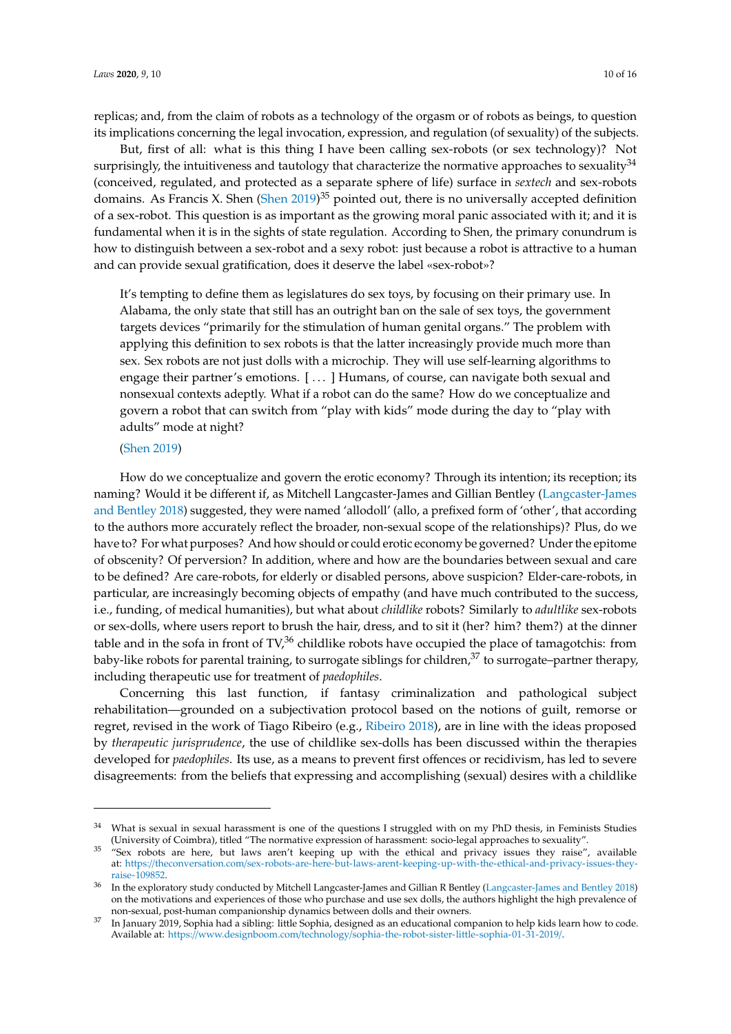replicas; and, from the claim of robots as a technology of the orgasm or of robots as beings, to question its implications concerning the legal invocation, expression, and regulation (of sexuality) of the subjects.

But, first of all: what is this thing I have been calling sex-robots (or sex technology)? Not surprisingly, the intuitiveness and tautology that characterize the normative approaches to sexuality[34] (conceived, regulated, and protected as a separate sphere of life) surface in *sextech* and sex-robots domains. As Francis X. Shen (Shen 2019)[35] pointed out, there is no universally accepted definition of a sex-robot. This question is as important as the growing moral panic associated with it; and it is fundamental when it is in the sights of state regulation. According to Shen, the primary conundrum is how to distinguish between a sex-robot and a sexy robot: just because a robot is attractive to a human and can provide sexual gratification, does it deserve the label «sex-robot»?

> It's tempting to define them as legislatures do sex toys, by focusing on their primary use. In Alabama, the only state that still has an outright ban on the sale of sex toys, the government targets devices "primarily for the stimulation of human genital organs." The problem with applying this definition to sex robots is that the latter increasingly provide much more than sex. Sex robots are not just dolls with a microchip. They will use self-learning algorithms to engage their partner's emotions. [ . . . ] Humans, of course, can navigate both sexual and nonsexual contexts adeptly. What if a robot can do the same? How do we conceptualize and govern a robot that can switch from "play with kids" mode during the day to "play with adults" mode at night?
>
> (Shen 2019)

How do we conceptualize and govern the erotic economy? Through its intention; its reception; its naming? Would it be different if, as Mitchell Langcaster-James and Gillian Bentley (Langcaster-James and Bentley 2018) suggested, they were named 'allodoll' (allo, a prefixed form of 'other', that according to the authors more accurately reflect the broader, non-sexual scope of the relationships)? Plus, do we have to? For what purposes? And how should or could erotic economy be governed? Under the epitome of obscenity? Of perversion? In addition, where and how are the boundaries between sexual and care to be defined? Are care-robots, for elderly or disabled persons, above suspicion? Elder-care-robots, in particular, are increasingly becoming objects of empathy (and have much contributed to the success, i.e., funding, of medical humanities), but what about *childlike* robots? Similarly to *adultlike* sex-robots or sex-dolls, where users report to brush the hair, dress, and to sit it (her? him? them?) at the dinner table and in the sofa in front of TV,[36] childlike robots have occupied the place of tamagotchis: from baby-like robots for parental training, to surrogate siblings for children,[37] to surrogate–partner therapy, including therapeutic use for treatment of *paedophiles*.

Concerning this last function, if fantasy criminalization and pathological subject rehabilitation—grounded on a subjectivation protocol based on the notions of guilt, remorse or regret, revised in the work of Tiago Ribeiro (e.g., Ribeiro 2018), are in line with the ideas proposed by *therapeutic jurisprudence*, the use of childlike sex-dolls has been discussed within the therapies developed for *paedophiles*. Its use, as a means to prevent first offences or recidivism, has led to severe disagreements: from the beliefs that expressing and accomplishing (sexual) desires with a childlike

---

[34] What is sexual in sexual harassment is one of the questions I struggled with on my PhD thesis, in Feminists Studies (University of Coimbra), titled "The normative expression of harassment: socio-legal approaches to sexuality".

[35] "Sex robots are here, but laws aren't keeping up with the ethical and privacy issues they raise", available at: https://theconversation.com/sex-robots-are-here-but-laws-arent-keeping-up-with-the-ethical-and-privacy-issues-they-raise-109852.

[36] In the exploratory study conducted by Mitchell Langcaster-James and Gillian R Bentley (Langcaster-James and Bentley 2018) on the motivations and experiences of those who purchase and use sex dolls, the authors highlight the high prevalence of non-sexual, post-human companionship dynamics between dolls and their owners.

[37] In January 2019, Sophia had a sibling: little Sophia, designed as an educational companion to help kids learn how to code. Available at: https://www.designboom.com/technology/sophia-the-robot-sister-little-sophia-01-31-2019/.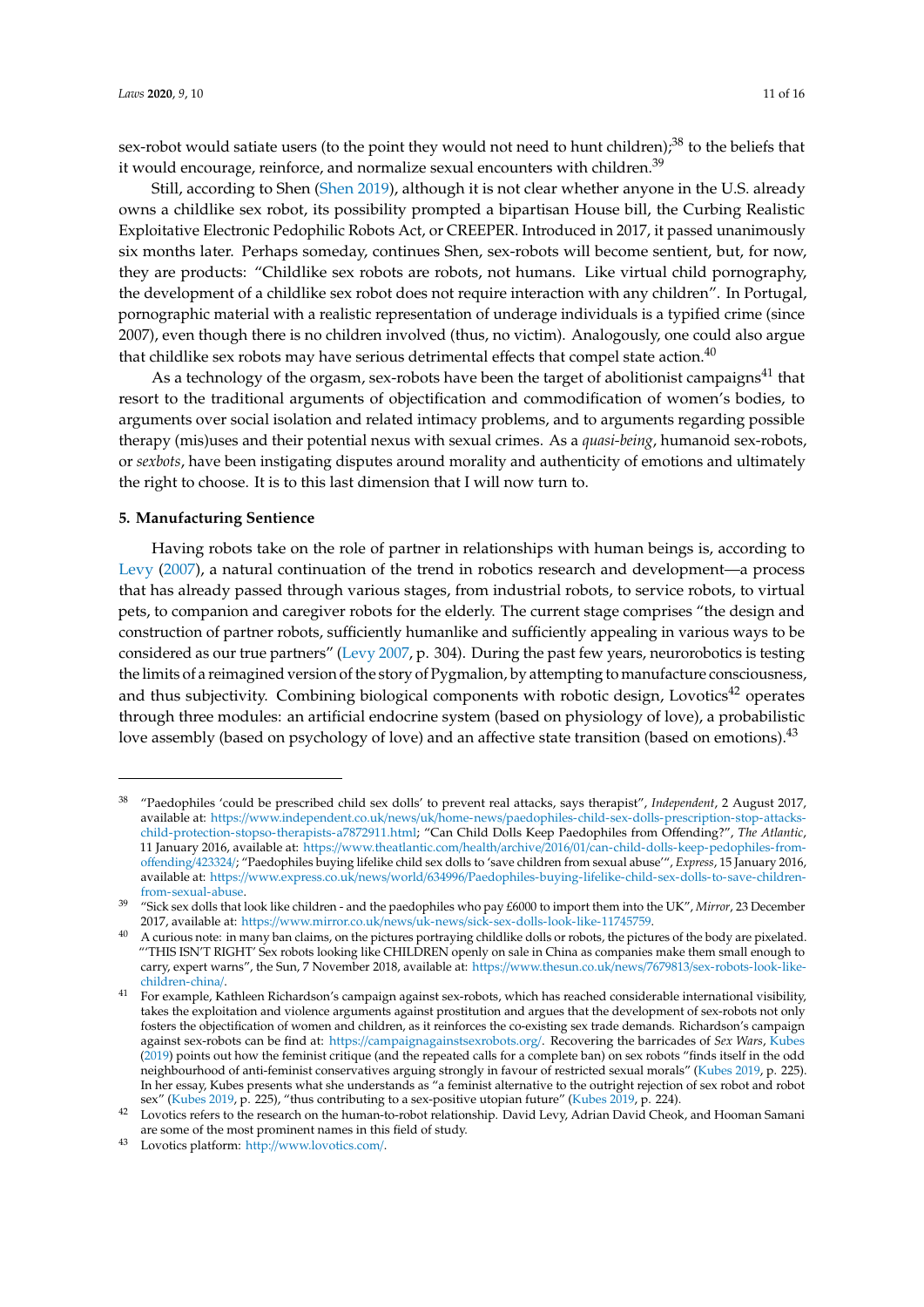sex-robot would satiate users (to the point they would not need to hunt children);[38] to the beliefs that it would encourage, reinforce, and normalize sexual encounters with children.[39]

Still, according to Shen (Shen 2019), although it is not clear whether anyone in the U.S. already owns a childlike sex robot, its possibility prompted a bipartisan House bill, the Curbing Realistic Exploitative Electronic Pedophilic Robots Act, or CREEPER. Introduced in 2017, it passed unanimously six months later. Perhaps someday, continues Shen, sex-robots will become sentient, but, for now, they are products: "Childlike sex robots are robots, not humans. Like virtual child pornography, the development of a childlike sex robot does not require interaction with any children". In Portugal, pornographic material with a realistic representation of underage individuals is a typified crime (since 2007), even though there is no children involved (thus, no victim). Analogously, one could also argue that childlike sex robots may have serious detrimental effects that compel state action.[40]

As a technology of the orgasm, sex-robots have been the target of abolitionist campaigns[41] that resort to the traditional arguments of objectification and commodification of women's bodies, to arguments over social isolation and related intimacy problems, and to arguments regarding possible therapy (mis)uses and their potential nexus with sexual crimes. As a *quasi-being*, humanoid sex-robots, or *sexbots*, have been instigating disputes around morality and authenticity of emotions and ultimately the right to choose. It is to this last dimension that I will now turn to.

## 5. Manufacturing Sentience

Having robots take on the role of partner in relationships with human beings is, according to Levy (2007), a natural continuation of the trend in robotics research and development—a process that has already passed through various stages, from industrial robots, to service robots, to virtual pets, to companion and caregiver robots for the elderly. The current stage comprises "the design and construction of partner robots, sufficiently humanlike and sufficiently appealing in various ways to be considered as our true partners" (Levy 2007, p. 304). During the past few years, neurorobotics is testing the limits of a reimagined version of the story of Pygmalion, by attempting to manufacture consciousness, and thus subjectivity. Combining biological components with robotic design, Lovotics[42] operates through three modules: an artificial endocrine system (based on physiology of love), a probabilistic love assembly (based on psychology of love) and an affective state transition (based on emotions).[43]

---

[38] "Paedophiles 'could be prescribed child sex dolls' to prevent real attacks, says therapist", *Independent*, 2 August 2017, available at: https://www.independent.co.uk/news/uk/home-news/paedophiles-child-sex-dolls-prescription-stop-attacks-child-protection-stopso-therapists-a7872911.html; "Can Child Dolls Keep Paedophiles from Offending?", *The Atlantic*, 11 January 2016, available at: https://www.theatlantic.com/health/archive/2016/01/can-child-dolls-keep-pedophiles-from-offending/423324/; "Paedophiles buying lifelike child sex dolls to 'save children from sexual abuse'", *Express*, 15 January 2016, available at: https://www.express.co.uk/news/world/634996/Paedophiles-buying-lifelike-child-sex-dolls-to-save-children-from-sexual-abuse.

[39] "Sick sex dolls that look like children - and the paedophiles who pay £6000 to import them into the UK", *Mirror*, 23 December 2017, available at: https://www.mirror.co.uk/news/uk-news/sick-sex-dolls-look-like-11745759.

[40] A curious note: in many ban claims, on the pictures portraying childlike dolls or robots, the pictures of the body are pixelated. "'THIS ISN'T RIGHT' Sex robots looking like CHILDREN openly on sale in China as companies make them small enough to carry, expert warns", the Sun, 7 November 2018, available at: https://www.thesun.co.uk/news/7679813/sex-robots-look-like-children-china/.

[41] For example, Kathleen Richardson's campaign against sex-robots, which has reached considerable international visibility, takes the exploitation and violence arguments against prostitution and argues that the development of sex-robots not only fosters the objectification of women and children, as it reinforces the co-existing sex trade demands. Richardson's campaign against sex-robots can be find at: https://campaignagainstsexrobots.org/. Recovering the barricades of *Sex Wars*, Kubes (2019) points out how the feminist critique (and the repeated calls for a complete ban) on sex robots "finds itself in the odd neighbourhood of anti-feminist conservatives arguing strongly in favour of restricted sexual morals" (Kubes 2019, p. 225). In her essay, Kubes presents what she understands as "a feminist alternative to the outright rejection of sex robot and robot sex" (Kubes 2019, p. 225), "thus contributing to a sex-positive utopian future" (Kubes 2019, p. 224).

[42] Lovotics refers to the research on the human-to-robot relationship. David Levy, Adrian David Cheok, and Hooman Samani are some of the most prominent names in this field of study.

[43] Lovotics platform: http://www.lovotics.com/.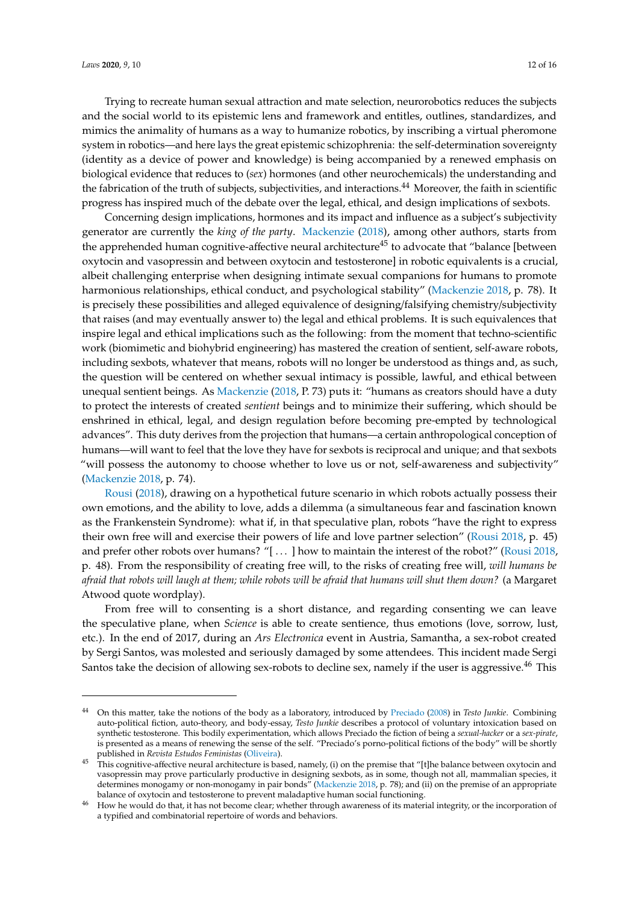Trying to recreate human sexual attraction and mate selection, neurorobotics reduces the subjects and the social world to its epistemic lens and framework and entitles, outlines, standardizes, and mimics the animality of humans as a way to humanize robotics, by inscribing a virtual pheromone system in robotics—and here lays the great epistemic schizophrenia: the self-determination sovereignty (identity as a device of power and knowledge) is being accompanied by a renewed emphasis on biological evidence that reduces to (*sex*) hormones (and other neurochemicals) the understanding and the fabrication of the truth of subjects, subjectivities, and interactions.[44] Moreover, the faith in scientific progress has inspired much of the debate over the legal, ethical, and design implications of sexbots.

Concerning design implications, hormones and its impact and influence as a subject's subjectivity generator are currently the *king of the party*. Mackenzie (2018), among other authors, starts from the apprehended human cognitive-affective neural architecture[45] to advocate that "balance [between oxytocin and vasopressin and between oxytocin and testosterone] in robotic equivalents is a crucial, albeit challenging enterprise when designing intimate sexual companions for humans to promote harmonious relationships, ethical conduct, and psychological stability" (Mackenzie 2018, p. 78). It is precisely these possibilities and alleged equivalence of designing/falsifying chemistry/subjectivity that raises (and may eventually answer to) the legal and ethical problems. It is such equivalences that inspire legal and ethical implications such as the following: from the moment that techno-scientific work (biomimetic and biohybrid engineering) has mastered the creation of sentient, self-aware robots, including sexbots, whatever that means, robots will no longer be understood as things and, as such, the question will be centered on whether sexual intimacy is possible, lawful, and ethical between unequal sentient beings. As Mackenzie (2018, P. 73) puts it: "humans as creators should have a duty to protect the interests of created *sentient* beings and to minimize their suffering, which should be enshrined in ethical, legal, and design regulation before becoming pre-empted by technological advances". This duty derives from the projection that humans—a certain anthropological conception of humans—will want to feel that the love they have for sexbots is reciprocal and unique; and that sexbots "will possess the autonomy to choose whether to love us or not, self-awareness and subjectivity" (Mackenzie 2018, p. 74).

Rousi (2018), drawing on a hypothetical future scenario in which robots actually possess their own emotions, and the ability to love, adds a dilemma (a simultaneous fear and fascination known as the Frankenstein Syndrome): what if, in that speculative plan, robots "have the right to express their own free will and exercise their powers of life and love partner selection" (Rousi 2018, p. 45) and prefer other robots over humans? "[ . . . ] how to maintain the interest of the robot?" (Rousi 2018, p. 48). From the responsibility of creating free will, to the risks of creating free will, *will humans be afraid that robots will laugh at them; while robots will be afraid that humans will shut them down?* (a Margaret Atwood quote wordplay).

From free will to consenting is a short distance, and regarding consenting we can leave the speculative plane, when *Science* is able to create sentience, thus emotions (love, sorrow, lust, etc.). In the end of 2017, during an *Ars Electronica* event in Austria, Samantha, a sex-robot created by Sergi Santos, was molested and seriously damaged by some attendees. This incident made Sergi Santos take the decision of allowing sex-robots to decline sex, namely if the user is aggressive.[46] This

---

[44] On this matter, take the notions of the body as a laboratory, introduced by Preciado (2008) in *Testo Junkie*. Combining auto-political fiction, auto-theory, and body-essay, *Testo Junkie* describes a protocol of voluntary intoxication based on synthetic testosterone. This bodily experimentation, which allows Preciado the fiction of being a *sexual-hacker* or a *sex-pirate*, is presented as a means of renewing the sense of the self. "Preciado's porno-political fictions of the body" will be shortly published in *Revista Estudos Feministas* (Oliveira).

[45] This cognitive-affective neural architecture is based, namely, (i) on the premise that "[t]he balance between oxytocin and vasopressin may prove particularly productive in designing sexbots, as in some, though not all, mammalian species, it determines monogamy or non-monogamy in pair bonds" (Mackenzie 2018, p. 78); and (ii) on the premise of an appropriate balance of oxytocin and testosterone to prevent maladaptive human social functioning.

[46] How he would do that, it has not become clear; whether through awareness of its material integrity, or the incorporation of a typified and combinatorial repertoire of words and behaviors.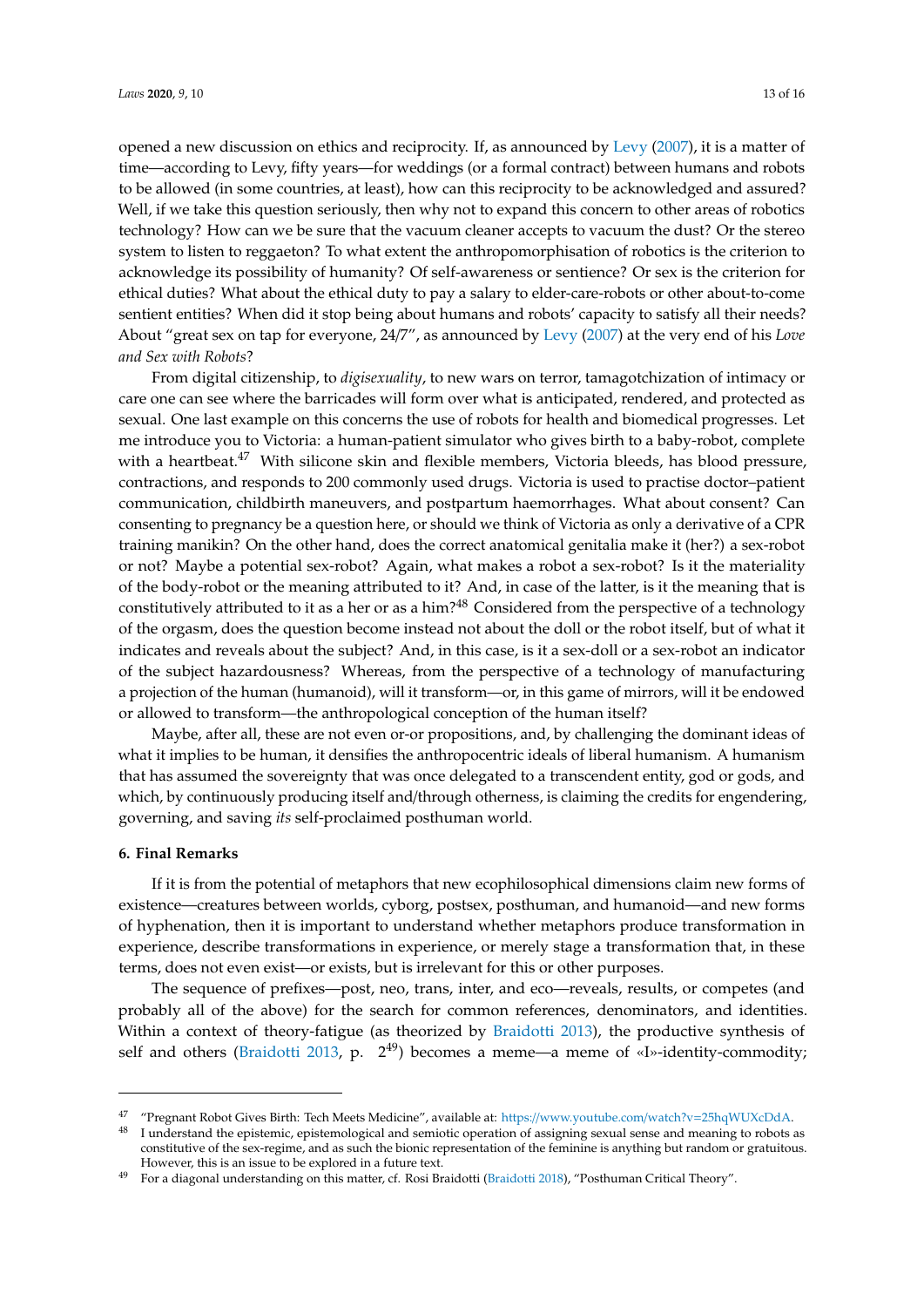opened a new discussion on ethics and reciprocity. If, as announced by Levy (2007), it is a matter of time—according to Levy, fifty years—for weddings (or a formal contract) between humans and robots to be allowed (in some countries, at least), how can this reciprocity to be acknowledged and assured? Well, if we take this question seriously, then why not to expand this concern to other areas of robotics technology? How can we be sure that the vacuum cleaner accepts to vacuum the dust? Or the stereo system to listen to reggaeton? To what extent the anthropomorphisation of robotics is the criterion to acknowledge its possibility of humanity? Of self-awareness or sentience? Or sex is the criterion for ethical duties? What about the ethical duty to pay a salary to elder-care-robots or other about-to-come sentient entities? When did it stop being about humans and robots' capacity to satisfy all their needs? About "great sex on tap for everyone, 24/7", as announced by Levy (2007) at the very end of his *Love and Sex with Robots*?

From digital citizenship, to *digisexuality*, to new wars on terror, tamagotchization of intimacy or care one can see where the barricades will form over what is anticipated, rendered, and protected as sexual. One last example on this concerns the use of robots for health and biomedical progresses. Let me introduce you to Victoria: a human-patient simulator who gives birth to a baby-robot, complete with a heartbeat.[47] With silicone skin and flexible members, Victoria bleeds, has blood pressure, contractions, and responds to 200 commonly used drugs. Victoria is used to practise doctor–patient communication, childbirth maneuvers, and postpartum haemorrhages. What about consent? Can consenting to pregnancy be a question here, or should we think of Victoria as only a derivative of a CPR training manikin? On the other hand, does the correct anatomical genitalia make it (her?) a sex-robot or not? Maybe a potential sex-robot? Again, what makes a robot a sex-robot? Is it the materiality of the body-robot or the meaning attributed to it? And, in case of the latter, is it the meaning that is constitutively attributed to it as a her or as a him?[48] Considered from the perspective of a technology of the orgasm, does the question become instead not about the doll or the robot itself, but of what it indicates and reveals about the subject? And, in this case, is it a sex-doll or a sex-robot an indicator of the subject hazardousness? Whereas, from the perspective of a technology of manufacturing a projection of the human (humanoid), will it transform—or, in this game of mirrors, will it be endowed or allowed to transform—the anthropological conception of the human itself?

Maybe, after all, these are not even or-or propositions, and, by challenging the dominant ideas of what it implies to be human, it densifies the anthropocentric ideals of liberal humanism. A humanism that has assumed the sovereignty that was once delegated to a transcendent entity, god or gods, and which, by continuously producing itself and/through otherness, is claiming the credits for engendering, governing, and saving *its* self-proclaimed posthuman world.

## 6. Final Remarks

If it is from the potential of metaphors that new ecophilosophical dimensions claim new forms of existence—creatures between worlds, cyborg, postsex, posthuman, and humanoid—and new forms of hyphenation, then it is important to understand whether metaphors produce transformation in experience, describe transformations in experience, or merely stage a transformation that, in these terms, does not even exist—or exists, but is irrelevant for this or other purposes.

The sequence of prefixes—post, neo, trans, inter, and eco—reveals, results, or competes (and probably all of the above) for the search for common references, denominators, and identities. Within a context of theory-fatigue (as theorized by Braidotti 2013), the productive synthesis of self and others (Braidotti 2013, p. 2[49]) becomes a meme—a meme of «I»-identity-commodity;

---

[47] "Pregnant Robot Gives Birth: Tech Meets Medicine", available at: https://www.youtube.com/watch?v=25hqWUXcDdA.

[48] I understand the epistemic, epistemological and semiotic operation of assigning sexual sense and meaning to robots as constitutive of the sex-regime, and as such the bionic representation of the feminine is anything but random or gratuitous. However, this is an issue to be explored in a future text.

[49] For a diagonal understanding on this matter, cf. Rosi Braidotti (Braidotti 2018), "Posthuman Critical Theory".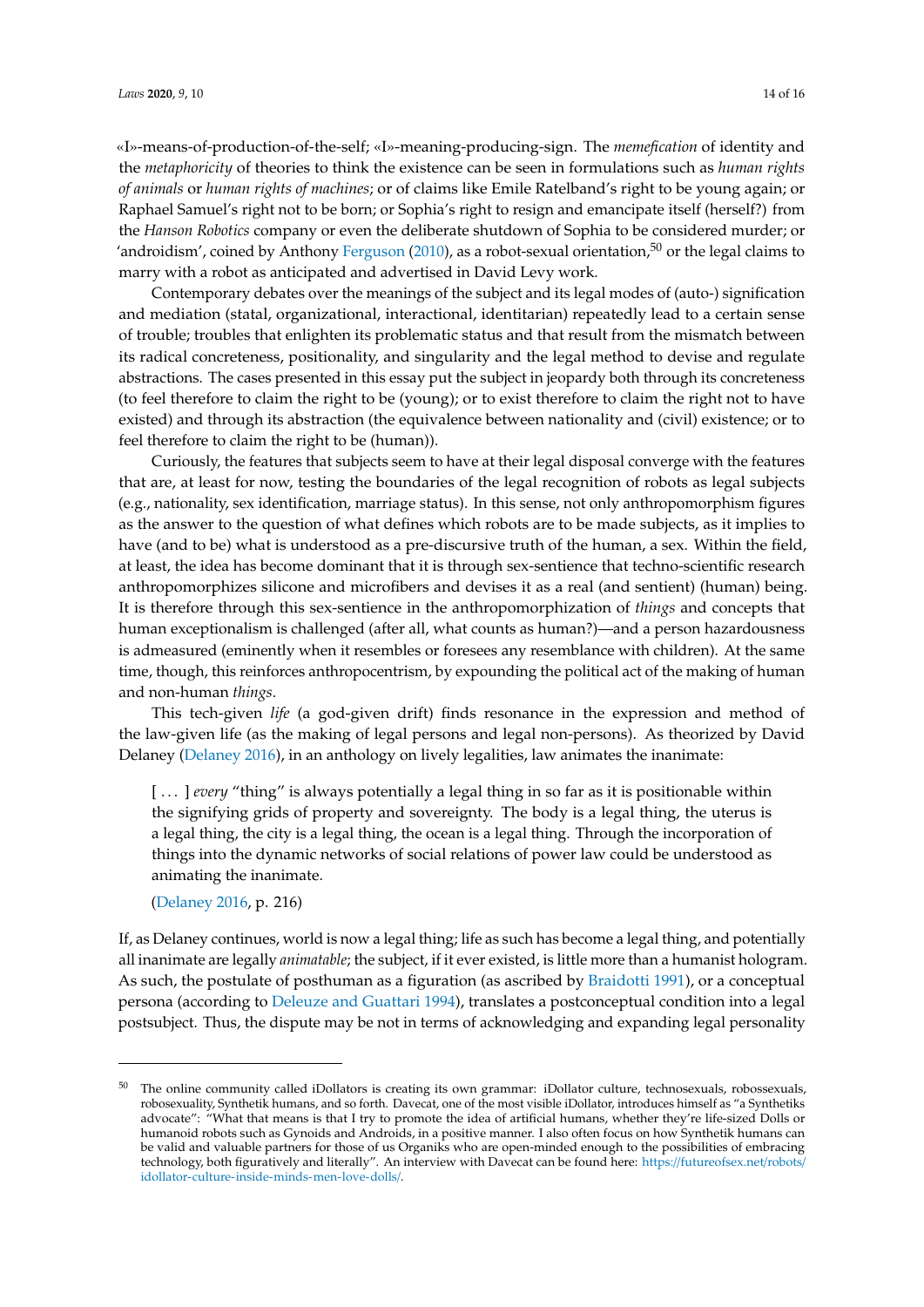«I»-means-of-production-of-the-self; «I»-meaning-producing-sign. The *memefication* of identity and the *metaphoricity* of theories to think the existence can be seen in formulations such as *human rights of animals* or *human rights of machines*; or of claims like Emile Ratelband's right to be young again; or Raphael Samuel's right not to be born; or Sophia's right to resign and emancipate itself (herself?) from the *Hanson Robotics* company or even the deliberate shutdown of Sophia to be considered murder; or 'androidism', coined by Anthony Ferguson (2010), as a robot-sexual orientation,[50] or the legal claims to marry with a robot as anticipated and advertised in David Levy work.

Contemporary debates over the meanings of the subject and its legal modes of (auto-) signification and mediation (statal, organizational, interactional, identitarian) repeatedly lead to a certain sense of trouble; troubles that enlighten its problematic status and that result from the mismatch between its radical concreteness, positionality, and singularity and the legal method to devise and regulate abstractions. The cases presented in this essay put the subject in jeopardy both through its concreteness (to feel therefore to claim the right to be (young); or to exist therefore to claim the right not to have existed) and through its abstraction (the equivalence between nationality and (civil) existence; or to feel therefore to claim the right to be (human)).

Curiously, the features that subjects seem to have at their legal disposal converge with the features that are, at least for now, testing the boundaries of the legal recognition of robots as legal subjects (e.g., nationality, sex identification, marriage status). In this sense, not only anthropomorphism figures as the answer to the question of what defines which robots are to be made subjects, as it implies to have (and to be) what is understood as a pre-discursive truth of the human, a sex. Within the field, at least, the idea has become dominant that it is through sex-sentience that techno-scientific research anthropomorphizes silicone and microfibers and devises it as a real (and sentient) (human) being. It is therefore through this sex-sentience in the anthropomorphization of *things* and concepts that human exceptionalism is challenged (after all, what counts as human?)—and a person hazardousness is admeasured (eminently when it resembles or foresees any resemblance with children). At the same time, though, this reinforces anthropocentrism, by expounding the political act of the making of human and non-human *things*.

This tech-given *life* (a god-given drift) finds resonance in the expression and method of the law-given life (as the making of legal persons and legal non-persons). As theorized by David Delaney (Delaney 2016), in an anthology on lively legalities, law animates the inanimate:

> [ ... ] *every* "thing" is always potentially a legal thing in so far as it is positionable within the signifying grids of property and sovereignty. The body is a legal thing, the uterus is a legal thing, the city is a legal thing, the ocean is a legal thing. Through the incorporation of things into the dynamic networks of social relations of power law could be understood as animating the inanimate.
>
> (Delaney 2016, p. 216)

If, as Delaney continues, world is now a legal thing; life as such has become a legal thing, and potentially all inanimate are legally *animatable*; the subject, if it ever existed, is little more than a humanist hologram. As such, the postulate of posthuman as a figuration (as ascribed by Braidotti 1991), or a conceptual persona (according to Deleuze and Guattari 1994), translates a postconceptual condition into a legal postsubject. Thus, the dispute may be not in terms of acknowledging and expanding legal personality

[50] The online community called iDollators is creating its own grammar: iDollator culture, technosexuals, robossexuals, robosexuality, Synthetik humans, and so forth. Davecat, one of the most visible iDollator, introduces himself as "a Synthetiks advocate": "What that means is that I try to promote the idea of artificial humans, whether they're life-sized Dolls or humanoid robots such as Gynoids and Androids, in a positive manner. I also often focus on how Synthetik humans can be valid and valuable partners for those of us Organiks who are open-minded enough to the possibilities of embracing technology, both figuratively and literally". An interview with Davecat can be found here: https://futureofsex.net/robots/idollator-culture-inside-minds-men-love-dolls/.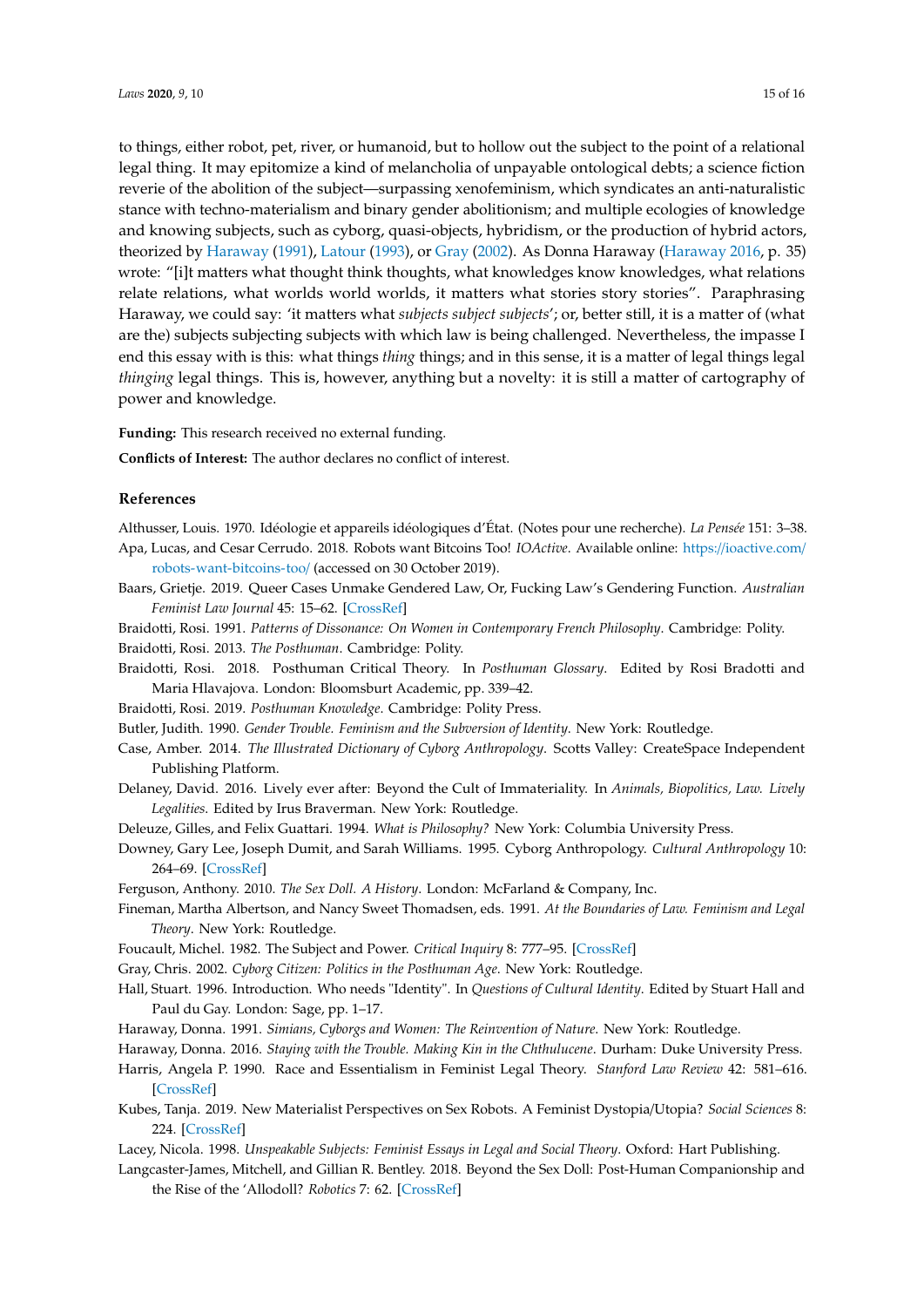to things, either robot, pet, river, or humanoid, but to hollow out the subject to the point of a relational legal thing. It may epitomize a kind of melancholia of unpayable ontological debts; a science fiction reverie of the abolition of the subject—surpassing xenofeminism, which syndicates an anti-naturalistic stance with techno-materialism and binary gender abolitionism; and multiple ecologies of knowledge and knowing subjects, such as cyborg, quasi-objects, hybridism, or the production of hybrid actors, theorized by Haraway (1991), Latour (1993), or Gray (2002). As Donna Haraway (Haraway 2016, p. 35) wrote: "[i]t matters what thought think thoughts, what knowledges know knowledges, what relations relate relations, what worlds world worlds, it matters what stories story stories". Paraphrasing Haraway, we could say: 'it matters what *subjects subject subjects*'; or, better still, it is a matter of (what are the) subjects subjecting subjects with which law is being challenged. Nevertheless, the impasse I end this essay with is this: what things *thing* things; and in this sense, it is a matter of legal things legal *thinging* legal things. This is, however, anything but a novelty: it is still a matter of cartography of power and knowledge.

**Funding:** This research received no external funding.

**Conflicts of Interest:** The author declares no conflict of interest.

## References

Althusser, Louis. 1970. Idéologie et appareils idéologiques d'État. (Notes pour une recherche). *La Pensée* 151: 3–38.

Apa, Lucas, and Cesar Cerrudo. 2018. Robots want Bitcoins Too! *IOActive*. Available online: https://ioactive.com/robots-want-bitcoins-too/ (accessed on 30 October 2019).

Baars, Grietje. 2019. Queer Cases Unmake Gendered Law, Or, Fucking Law's Gendering Function. *Australian Feminist Law Journal* 45: 15–62. [CrossRef]

Braidotti, Rosi. 1991. *Patterns of Dissonance: On Women in Contemporary French Philosophy*. Cambridge: Polity.

Braidotti, Rosi. 2013. *The Posthuman*. Cambridge: Polity.

Braidotti, Rosi. 2018. Posthuman Critical Theory. In *Posthuman Glossary*. Edited by Rosi Bradotti and Maria Hlavajova. London: Bloomsburt Academic, pp. 339–42.

Braidotti, Rosi. 2019. *Posthuman Knowledge*. Cambridge: Polity Press.

Butler, Judith. 1990. *Gender Trouble. Feminism and the Subversion of Identity*. New York: Routledge.

Case, Amber. 2014. *The Illustrated Dictionary of Cyborg Anthropology*. Scotts Valley: CreateSpace Independent Publishing Platform.

Delaney, David. 2016. Lively ever after: Beyond the Cult of Immateriality. In *Animals, Biopolitics, Law. Lively Legalities*. Edited by Irus Braverman. New York: Routledge.

Deleuze, Gilles, and Felix Guattari. 1994. *What is Philosophy?* New York: Columbia University Press.

Downey, Gary Lee, Joseph Dumit, and Sarah Williams. 1995. Cyborg Anthropology. *Cultural Anthropology* 10: 264–69. [CrossRef]

Ferguson, Anthony. 2010. *The Sex Doll. A History*. London: McFarland & Company, Inc.

Fineman, Martha Albertson, and Nancy Sweet Thomadsen, eds. 1991. *At the Boundaries of Law. Feminism and Legal Theory*. New York: Routledge.

Foucault, Michel. 1982. The Subject and Power. *Critical Inquiry* 8: 777–95. [CrossRef]

Gray, Chris. 2002. *Cyborg Citizen: Politics in the Posthuman Age*. New York: Routledge.

Hall, Stuart. 1996. Introduction. Who needs "Identity". In *Questions of Cultural Identity*. Edited by Stuart Hall and Paul du Gay. London: Sage, pp. 1–17.

Haraway, Donna. 1991. *Simians, Cyborgs and Women: The Reinvention of Nature*. New York: Routledge.

Haraway, Donna. 2016. *Staying with the Trouble. Making Kin in the Chthulucene*. Durham: Duke University Press.

Harris, Angela P. 1990. Race and Essentialism in Feminist Legal Theory. *Stanford Law Review* 42: 581–616. [CrossRef]

Kubes, Tanja. 2019. New Materialist Perspectives on Sex Robots. A Feminist Dystopia/Utopia? *Social Sciences* 8: 224. [CrossRef]

Lacey, Nicola. 1998. *Unspeakable Subjects: Feminist Essays in Legal and Social Theory*. Oxford: Hart Publishing.

Langcaster-James, Mitchell, and Gillian R. Bentley. 2018. Beyond the Sex Doll: Post-Human Companionship and the Rise of the 'Allodoll? *Robotics* 7: 62. [CrossRef]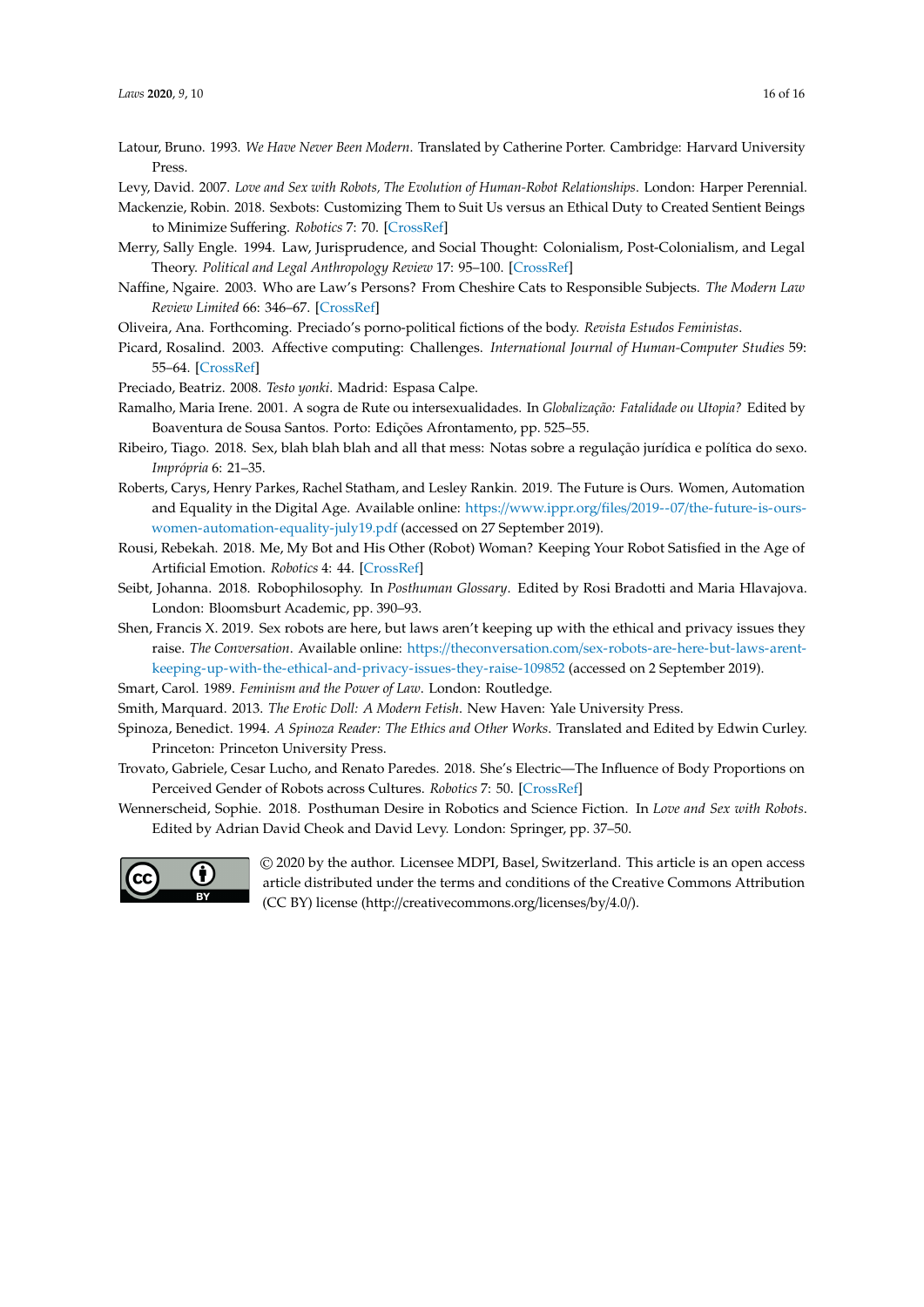Latour, Bruno. 1993. *We Have Never Been Modern*. Translated by Catherine Porter. Cambridge: Harvard University Press.

Levy, David. 2007. *Love and Sex with Robots, The Evolution of Human-Robot Relationships*. London: Harper Perennial.

Mackenzie, Robin. 2018. Sexbots: Customizing Them to Suit Us versus an Ethical Duty to Created Sentient Beings to Minimize Suffering. *Robotics* 7: 70. [CrossRef]

Merry, Sally Engle. 1994. Law, Jurisprudence, and Social Thought: Colonialism, Post-Colonialism, and Legal Theory. *Political and Legal Anthropology Review* 17: 95–100. [CrossRef]

Naffine, Ngaire. 2003. Who are Law's Persons? From Cheshire Cats to Responsible Subjects. *The Modern Law Review Limited* 66: 346–67. [CrossRef]

Oliveira, Ana. Forthcoming. Preciado's porno-political fictions of the body. *Revista Estudos Feministas*.

Picard, Rosalind. 2003. Affective computing: Challenges. *International Journal of Human-Computer Studies* 59: 55–64. [CrossRef]

Preciado, Beatriz. 2008. *Testo yonki*. Madrid: Espasa Calpe.

Ramalho, Maria Irene. 2001. A sogra de Rute ou intersexualidades. In *Globalização: Fatalidade ou Utopia?* Edited by Boaventura de Sousa Santos. Porto: Edições Afrontamento, pp. 525–55.

Ribeiro, Tiago. 2018. Sex, blah blah blah and all that mess: Notas sobre a regulação jurídica e política do sexo. *Imprópria* 6: 21–35.

Roberts, Carys, Henry Parkes, Rachel Statham, and Lesley Rankin. 2019. The Future is Ours. Women, Automation and Equality in the Digital Age. Available online: https://www.ippr.org/files/2019--07/the-future-is-ours-women-automation-equality-july19.pdf (accessed on 27 September 2019).

Rousi, Rebekah. 2018. Me, My Bot and His Other (Robot) Woman? Keeping Your Robot Satisfied in the Age of Artificial Emotion. *Robotics* 4: 44. [CrossRef]

Seibt, Johanna. 2018. Robophilosophy. In *Posthuman Glossary*. Edited by Rosi Bradotti and Maria Hlavajova. London: Bloomsburt Academic, pp. 390–93.

Shen, Francis X. 2019. Sex robots are here, but laws aren't keeping up with the ethical and privacy issues they raise. *The Conversation*. Available online: https://theconversation.com/sex-robots-are-here-but-laws-arent-keeping-up-with-the-ethical-and-privacy-issues-they-raise-109852 (accessed on 2 September 2019).

Smart, Carol. 1989. *Feminism and the Power of Law*. London: Routledge.

Smith, Marquard. 2013. *The Erotic Doll: A Modern Fetish*. New Haven: Yale University Press.

Spinoza, Benedict. 1994. *A Spinoza Reader: The Ethics and Other Works*. Translated and Edited by Edwin Curley. Princeton: Princeton University Press.

Trovato, Gabriele, Cesar Lucho, and Renato Paredes. 2018. She's Electric—The Influence of Body Proportions on Perceived Gender of Robots across Cultures. *Robotics* 7: 50. [CrossRef]

Wennerscheid, Sophie. 2018. Posthuman Desire in Robotics and Science Fiction. In *Love and Sex with Robots*. Edited by Adrian David Cheok and David Levy. London: Springer, pp. 37–50.

© 2020 by the author. Licensee MDPI, Basel, Switzerland. This article is an open access article distributed under the terms and conditions of the Creative Commons Attribution (CC BY) license (http://creativecommons.org/licenses/by/4.0/).